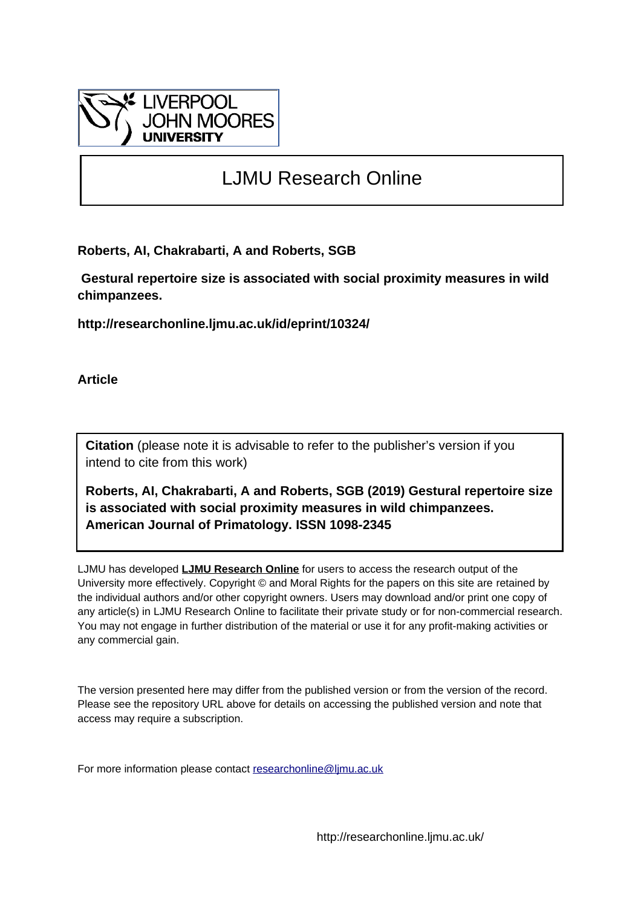LIVERPOOL JOHN MOORES UNIVERSITY

# LJMU Research Online

**Roberts, AI, Chakrabarti, A and Roberts, SGB**

**Gestural repertoire size is associated with social proximity measures in wild chimpanzees.**

**http://researchonline.ljmu.ac.uk/id/eprint/10324/**

**Article**

**Citation** (please note it is advisable to refer to the publisher's version if you intend to cite from this work)

**Roberts, AI, Chakrabarti, A and Roberts, SGB (2019) Gestural repertoire size is associated with social proximity measures in wild chimpanzees. American Journal of Primatology. ISSN 1098-2345**

LJMU has developed **LJMU Research Online** for users to access the research output of the University more effectively. Copyright © and Moral Rights for the papers on this site are retained by the individual authors and/or other copyright owners. Users may download and/or print one copy of any article(s) in LJMU Research Online to facilitate their private study or for non-commercial research. You may not engage in further distribution of the material or use it for any profit-making activities or any commercial gain.

The version presented here may differ from the published version or from the version of the record. Please see the repository URL above for details on accessing the published version and note that access may require a subscription.

For more information please contact researchonline@ljmu.ac.uk

http://researchonline.ljmu.ac.uk/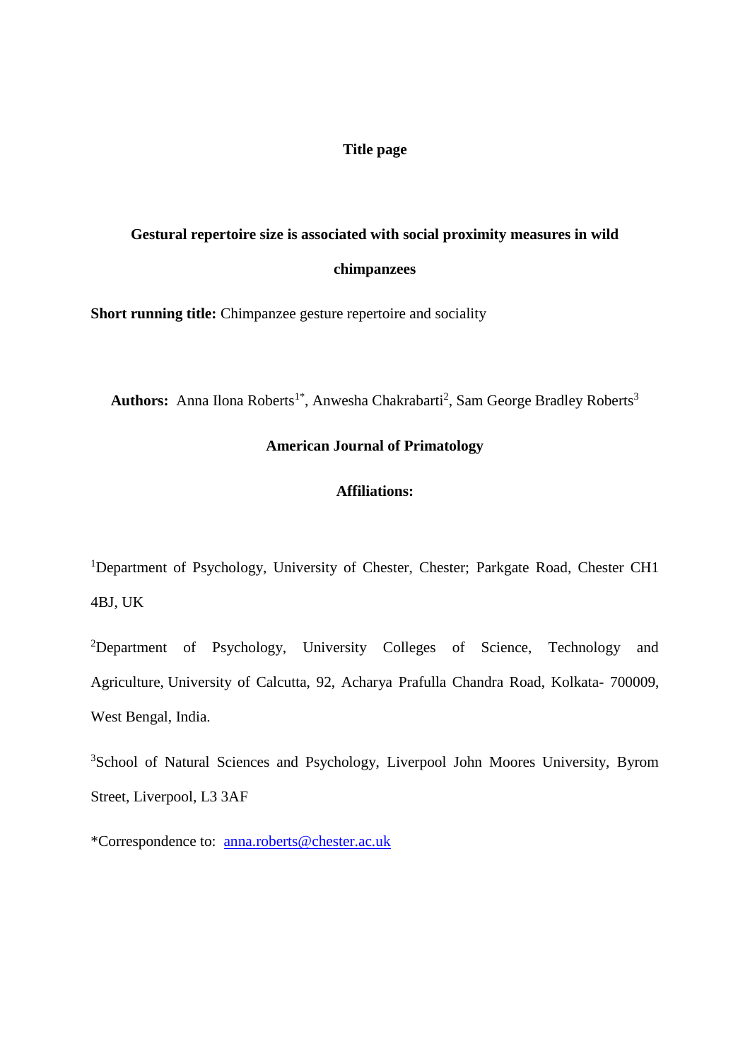**Title page**

**Gestural repertoire size is associated with social proximity measures in wild chimpanzees**

**Short running title:** Chimpanzee gesture repertoire and sociality

**Authors:** Anna Ilona Roberts[1*], Anwesha Chakrabarti[2], Sam George Bradley Roberts[3]

**American Journal of Primatology**

**Affiliations:**

[1]Department of Psychology, University of Chester, Chester; Parkgate Road, Chester CH1 4BJ, UK

[2]Department of Psychology, University Colleges of Science, Technology and Agriculture, University of Calcutta, 92, Acharya Prafulla Chandra Road, Kolkata- 700009, West Bengal, India.

[3]School of Natural Sciences and Psychology, Liverpool John Moores University, Byrom Street, Liverpool, L3 3AF

*Correspondence to: anna.roberts@chester.ac.uk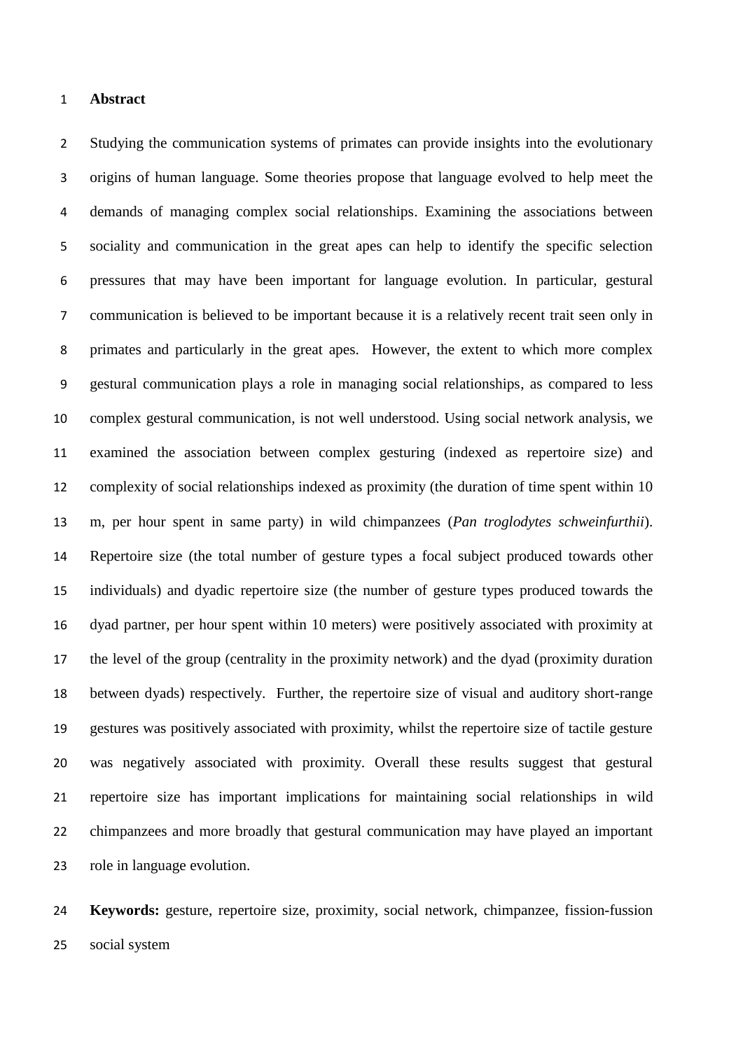# Abstract

Studying the communication systems of primates can provide insights into the evolutionary origins of human language. Some theories propose that language evolved to help meet the demands of managing complex social relationships. Examining the associations between sociality and communication in the great apes can help to identify the specific selection pressures that may have been important for language evolution. In particular, gestural communication is believed to be important because it is a relatively recent trait seen only in primates and particularly in the great apes. However, the extent to which more complex gestural communication plays a role in managing social relationships, as compared to less complex gestural communication, is not well understood. Using social network analysis, we examined the association between complex gesturing (indexed as repertoire size) and complexity of social relationships indexed as proximity (the duration of time spent within 10 m, per hour spent in same party) in wild chimpanzees (*Pan troglodytes schweinfurthii*). Repertoire size (the total number of gesture types a focal subject produced towards other individuals) and dyadic repertoire size (the number of gesture types produced towards the dyad partner, per hour spent within 10 meters) were positively associated with proximity at the level of the group (centrality in the proximity network) and the dyad (proximity duration between dyads) respectively. Further, the repertoire size of visual and auditory short-range gestures was positively associated with proximity, whilst the repertoire size of tactile gesture was negatively associated with proximity. Overall these results suggest that gestural repertoire size has important implications for maintaining social relationships in wild chimpanzees and more broadly that gestural communication may have played an important role in language evolution.

**Keywords:** gesture, repertoire size, proximity, social network, chimpanzee, fission-fussion social system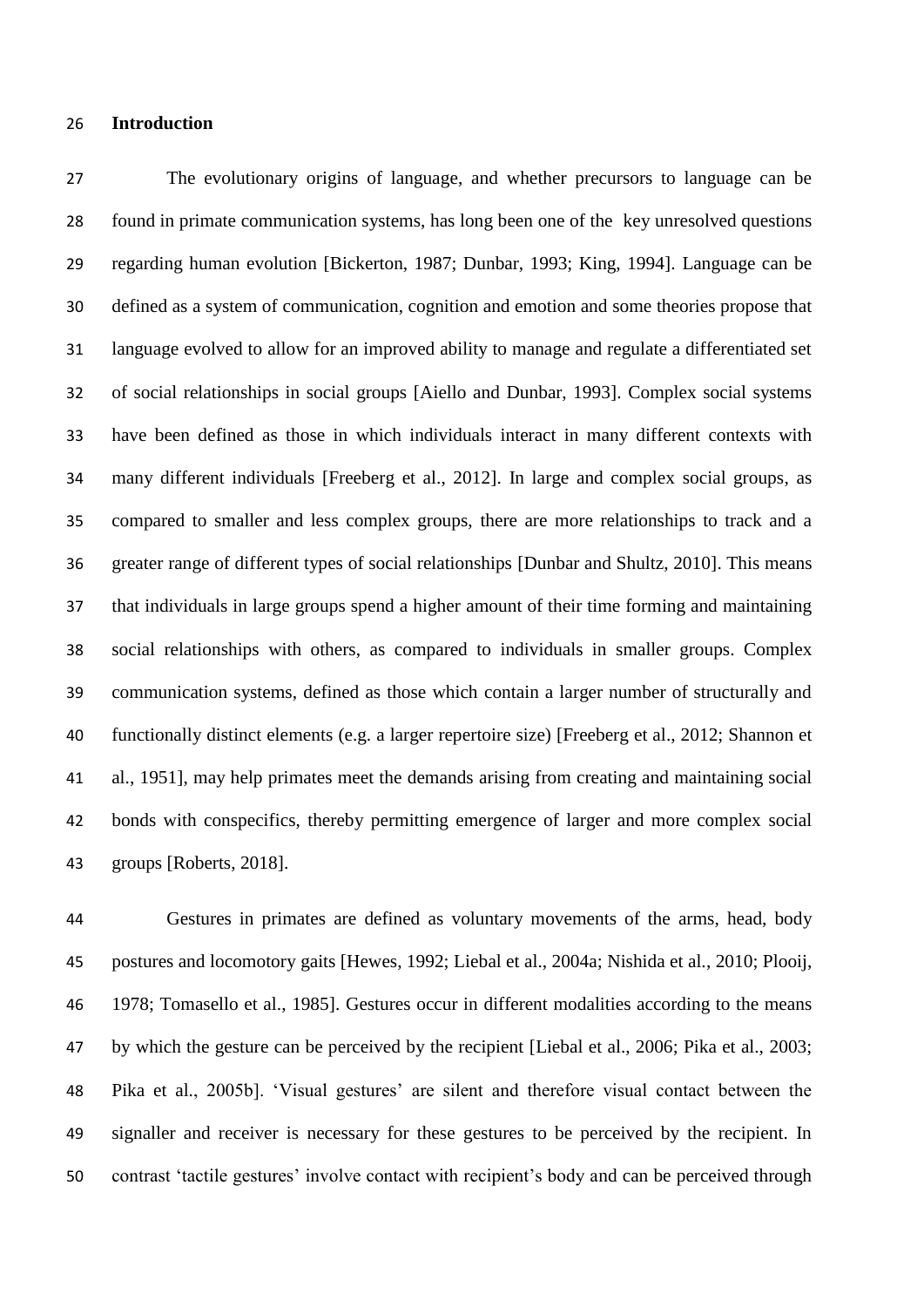## Introduction

The evolutionary origins of language, and whether precursors to language can be found in primate communication systems, has long been one of the key unresolved questions regarding human evolution [Bickerton, 1987; Dunbar, 1993; King, 1994]. Language can be defined as a system of communication, cognition and emotion and some theories propose that language evolved to allow for an improved ability to manage and regulate a differentiated set of social relationships in social groups [Aiello and Dunbar, 1993]. Complex social systems have been defined as those in which individuals interact in many different contexts with many different individuals [Freeberg et al., 2012]. In large and complex social groups, as compared to smaller and less complex groups, there are more relationships to track and a greater range of different types of social relationships [Dunbar and Shultz, 2010]. This means that individuals in large groups spend a higher amount of their time forming and maintaining social relationships with others, as compared to individuals in smaller groups. Complex communication systems, defined as those which contain a larger number of structurally and functionally distinct elements (e.g. a larger repertoire size) [Freeberg et al., 2012; Shannon et al., 1951], may help primates meet the demands arising from creating and maintaining social bonds with conspecifics, thereby permitting emergence of larger and more complex social groups [Roberts, 2018].

Gestures in primates are defined as voluntary movements of the arms, head, body postures and locomotory gaits [Hewes, 1992; Liebal et al., 2004a; Nishida et al., 2010; Plooij, 1978; Tomasello et al., 1985]. Gestures occur in different modalities according to the means by which the gesture can be perceived by the recipient [Liebal et al., 2006; Pika et al., 2003; Pika et al., 2005b]. 'Visual gestures' are silent and therefore visual contact between the signaller and receiver is necessary for these gestures to be perceived by the recipient. In contrast 'tactile gestures' involve contact with recipient's body and can be perceived through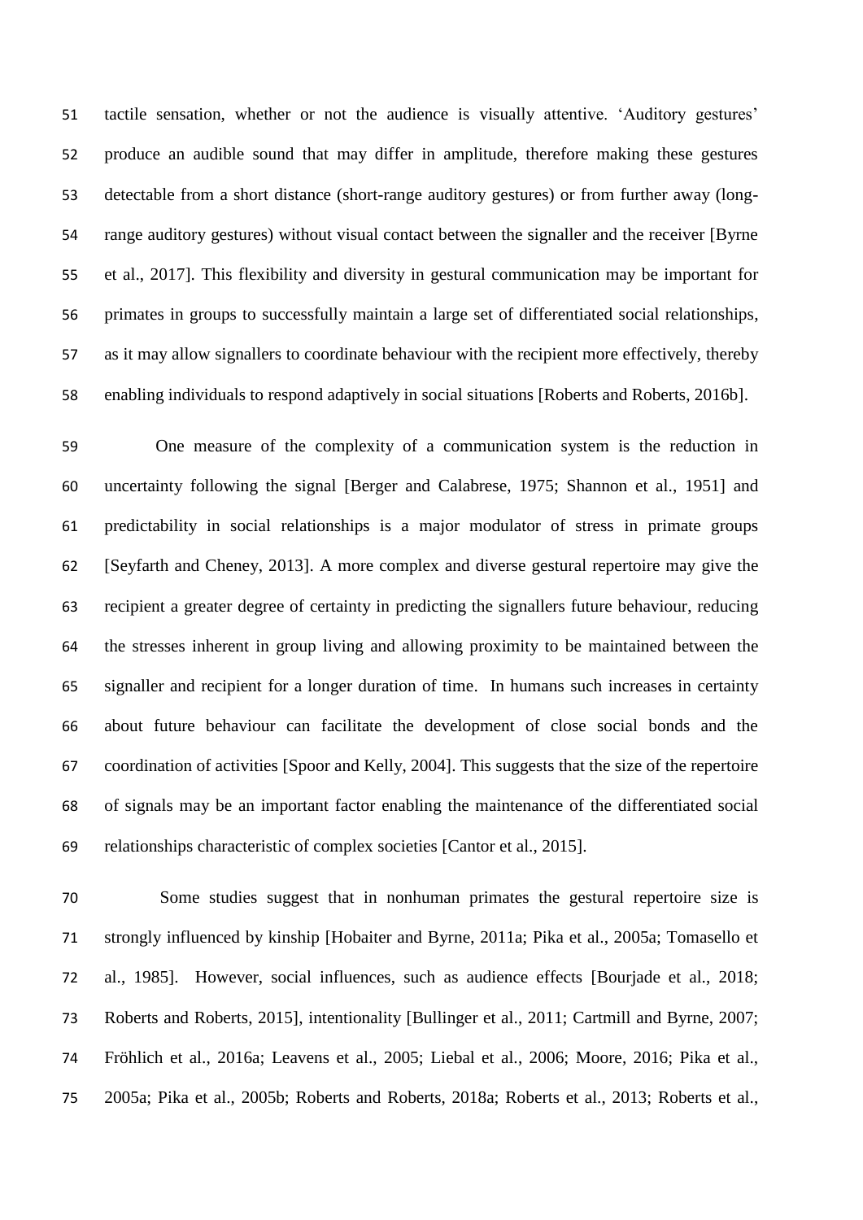tactile sensation, whether or not the audience is visually attentive. 'Auditory gestures' produce an audible sound that may differ in amplitude, therefore making these gestures detectable from a short distance (short-range auditory gestures) or from further away (long-range auditory gestures) without visual contact between the signaller and the receiver [Byrne et al., 2017]. This flexibility and diversity in gestural communication may be important for primates in groups to successfully maintain a large set of differentiated social relationships, as it may allow signallers to coordinate behaviour with the recipient more effectively, thereby enabling individuals to respond adaptively in social situations [Roberts and Roberts, 2016b].

One measure of the complexity of a communication system is the reduction in uncertainty following the signal [Berger and Calabrese, 1975; Shannon et al., 1951] and predictability in social relationships is a major modulator of stress in primate groups [Seyfarth and Cheney, 2013]. A more complex and diverse gestural repertoire may give the recipient a greater degree of certainty in predicting the signallers future behaviour, reducing the stresses inherent in group living and allowing proximity to be maintained between the signaller and recipient for a longer duration of time. In humans such increases in certainty about future behaviour can facilitate the development of close social bonds and the coordination of activities [Spoor and Kelly, 2004]. This suggests that the size of the repertoire of signals may be an important factor enabling the maintenance of the differentiated social relationships characteristic of complex societies [Cantor et al., 2015].

Some studies suggest that in nonhuman primates the gestural repertoire size is strongly influenced by kinship [Hobaiter and Byrne, 2011a; Pika et al., 2005a; Tomasello et al., 1985]. However, social influences, such as audience effects [Bourjade et al., 2018; Roberts and Roberts, 2015], intentionality [Bullinger et al., 2011; Cartmill and Byrne, 2007; Fröhlich et al., 2016a; Leavens et al., 2005; Liebal et al., 2006; Moore, 2016; Pika et al., 2005a; Pika et al., 2005b; Roberts and Roberts, 2018a; Roberts et al., 2013; Roberts et al.,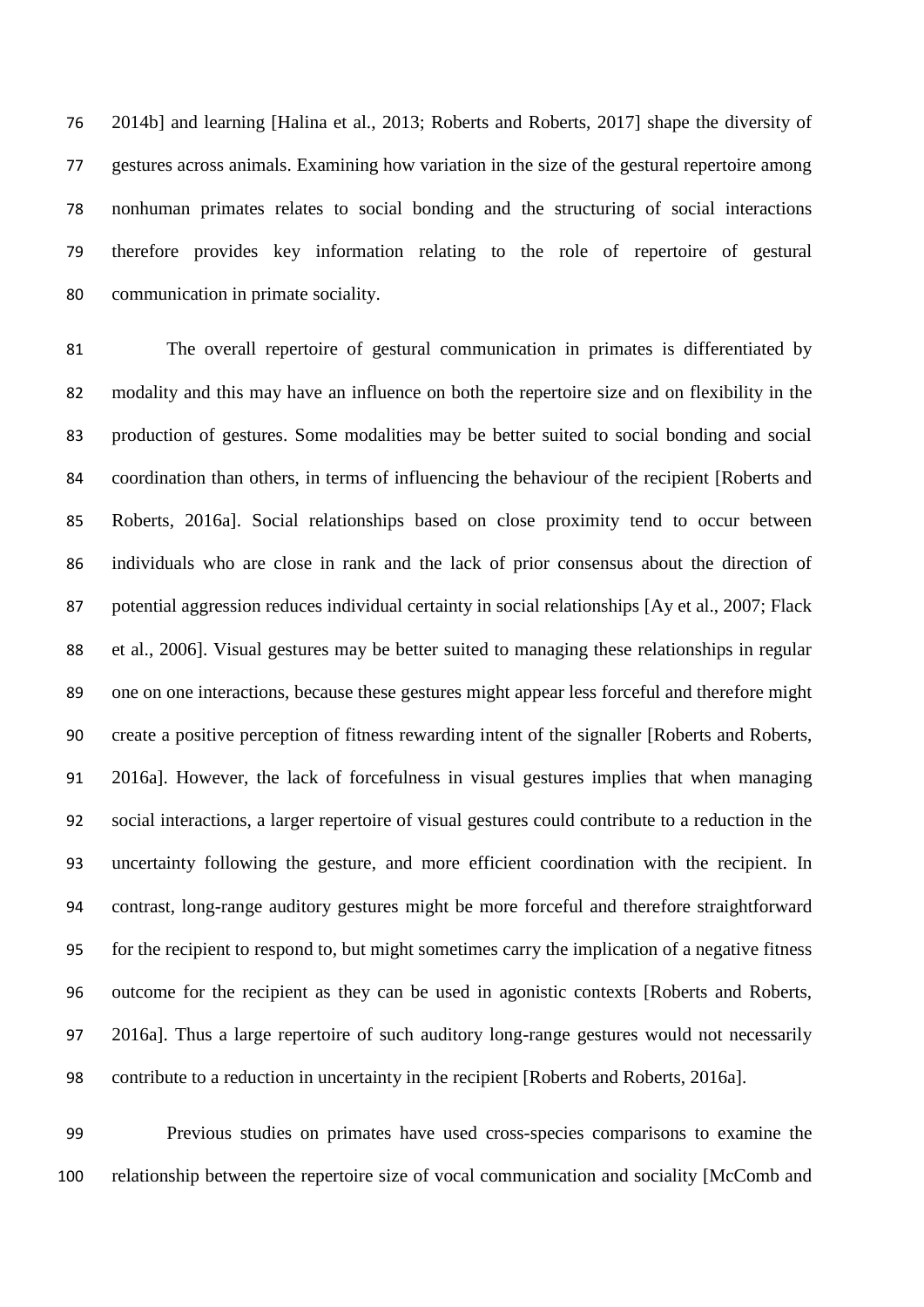2014b] and learning [Halina et al., 2013; Roberts and Roberts, 2017] shape the diversity of gestures across animals. Examining how variation in the size of the gestural repertoire among nonhuman primates relates to social bonding and the structuring of social interactions therefore provides key information relating to the role of repertoire of gestural communication in primate sociality.

The overall repertoire of gestural communication in primates is differentiated by modality and this may have an influence on both the repertoire size and on flexibility in the production of gestures. Some modalities may be better suited to social bonding and social coordination than others, in terms of influencing the behaviour of the recipient [Roberts and Roberts, 2016a]. Social relationships based on close proximity tend to occur between individuals who are close in rank and the lack of prior consensus about the direction of potential aggression reduces individual certainty in social relationships [Ay et al., 2007; Flack et al., 2006]. Visual gestures may be better suited to managing these relationships in regular one on one interactions, because these gestures might appear less forceful and therefore might create a positive perception of fitness rewarding intent of the signaller [Roberts and Roberts, 2016a]. However, the lack of forcefulness in visual gestures implies that when managing social interactions, a larger repertoire of visual gestures could contribute to a reduction in the uncertainty following the gesture, and more efficient coordination with the recipient. In contrast, long-range auditory gestures might be more forceful and therefore straightforward for the recipient to respond to, but might sometimes carry the implication of a negative fitness outcome for the recipient as they can be used in agonistic contexts [Roberts and Roberts, 2016a]. Thus a large repertoire of such auditory long-range gestures would not necessarily contribute to a reduction in uncertainty in the recipient [Roberts and Roberts, 2016a].

Previous studies on primates have used cross-species comparisons to examine the relationship between the repertoire size of vocal communication and sociality [McComb and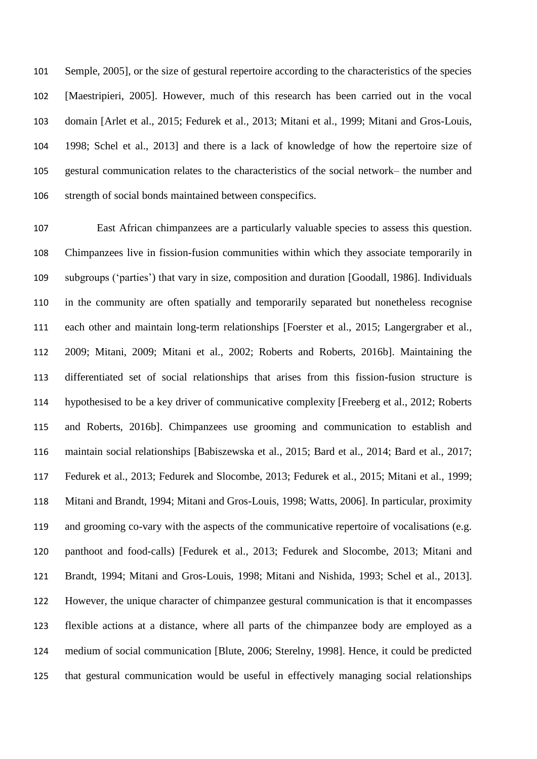Semple, 2005], or the size of gestural repertoire according to the characteristics of the species [Maestripieri, 2005]. However, much of this research has been carried out in the vocal domain [Arlet et al., 2015; Fedurek et al., 2013; Mitani et al., 1999; Mitani and Gros-Louis, 1998; Schel et al., 2013] and there is a lack of knowledge of how the repertoire size of gestural communication relates to the characteristics of the social network– the number and strength of social bonds maintained between conspecifics.

East African chimpanzees are a particularly valuable species to assess this question. Chimpanzees live in fission-fusion communities within which they associate temporarily in subgroups ('parties') that vary in size, composition and duration [Goodall, 1986]. Individuals in the community are often spatially and temporarily separated but nonetheless recognise each other and maintain long-term relationships [Foerster et al., 2015; Langergraber et al., 2009; Mitani, 2009; Mitani et al., 2002; Roberts and Roberts, 2016b]. Maintaining the differentiated set of social relationships that arises from this fission-fusion structure is hypothesised to be a key driver of communicative complexity [Freeberg et al., 2012; Roberts and Roberts, 2016b]. Chimpanzees use grooming and communication to establish and maintain social relationships [Babiszewska et al., 2015; Bard et al., 2014; Bard et al., 2017; Fedurek et al., 2013; Fedurek and Slocombe, 2013; Fedurek et al., 2015; Mitani et al., 1999; Mitani and Brandt, 1994; Mitani and Gros-Louis, 1998; Watts, 2006]. In particular, proximity and grooming co-vary with the aspects of the communicative repertoire of vocalisations (e.g. panthoot and food-calls) [Fedurek et al., 2013; Fedurek and Slocombe, 2013; Mitani and Brandt, 1994; Mitani and Gros-Louis, 1998; Mitani and Nishida, 1993; Schel et al., 2013]. However, the unique character of chimpanzee gestural communication is that it encompasses flexible actions at a distance, where all parts of the chimpanzee body are employed as a medium of social communication [Blute, 2006; Sterelny, 1998]. Hence, it could be predicted that gestural communication would be useful in effectively managing social relationships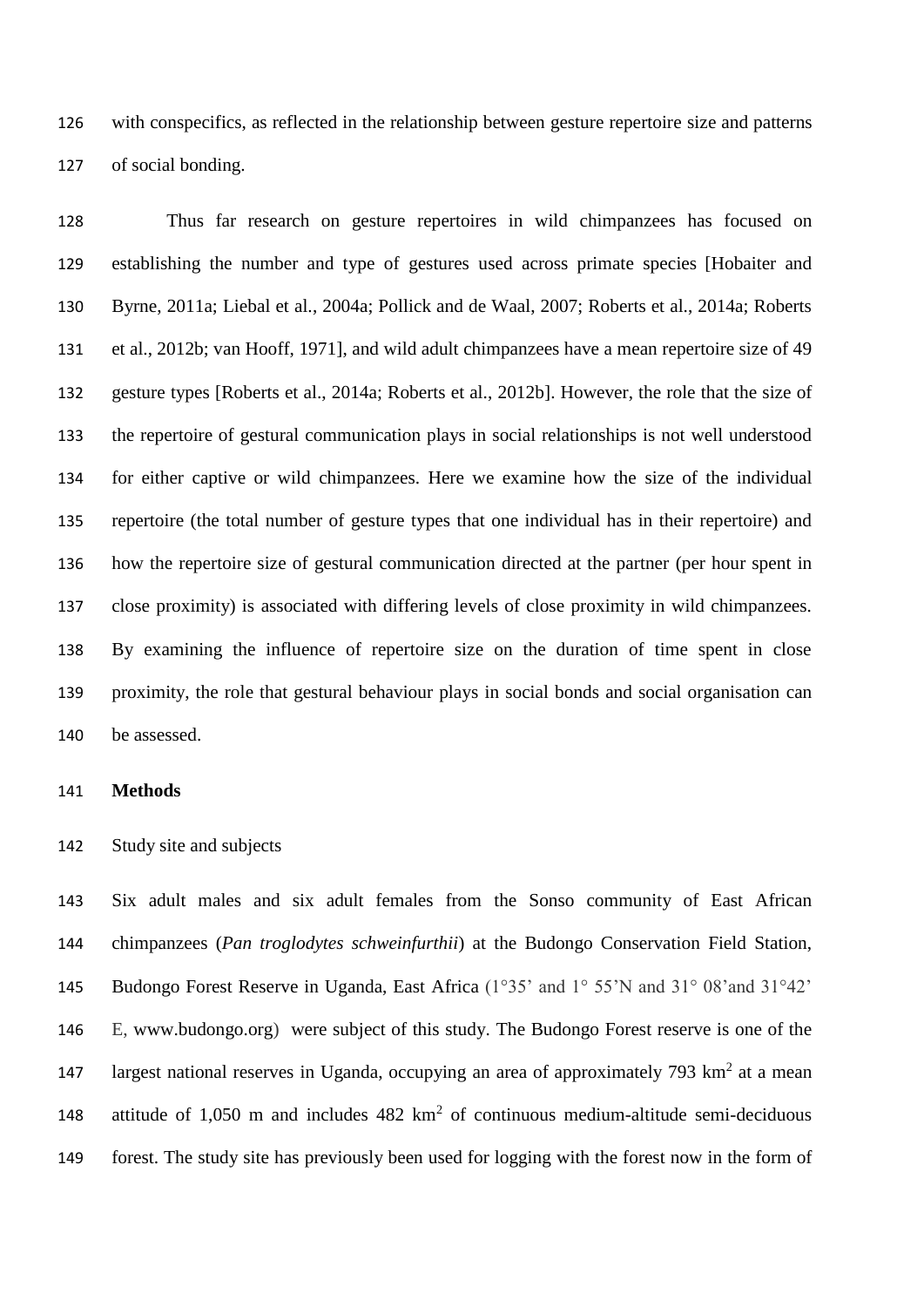with conspecifics, as reflected in the relationship between gesture repertoire size and patterns of social bonding.

Thus far research on gesture repertoires in wild chimpanzees has focused on establishing the number and type of gestures used across primate species [Hobaiter and Byrne, 2011a; Liebal et al., 2004a; Pollick and de Waal, 2007; Roberts et al., 2014a; Roberts et al., 2012b; van Hooff, 1971], and wild adult chimpanzees have a mean repertoire size of 49 gesture types [Roberts et al., 2014a; Roberts et al., 2012b]. However, the role that the size of the repertoire of gestural communication plays in social relationships is not well understood for either captive or wild chimpanzees. Here we examine how the size of the individual repertoire (the total number of gesture types that one individual has in their repertoire) and how the repertoire size of gestural communication directed at the partner (per hour spent in close proximity) is associated with differing levels of close proximity in wild chimpanzees. By examining the influence of repertoire size on the duration of time spent in close proximity, the role that gestural behaviour plays in social bonds and social organisation can be assessed.

## Methods

### Study site and subjects

Six adult males and six adult females from the Sonso community of East African chimpanzees (*Pan troglodytes schweinfurthii*) at the Budongo Conservation Field Station, Budongo Forest Reserve in Uganda, East Africa (1°35' and 1° 55'N and 31° 08'and 31°42' E, www.budongo.org) were subject of this study. The Budongo Forest reserve is one of the largest national reserves in Uganda, occupying an area of approximately 793 km$^2$ at a mean attitude of 1,050 m and includes 482 km$^2$ of continuous medium-altitude semi-deciduous forest. The study site has previously been used for logging with the forest now in the form of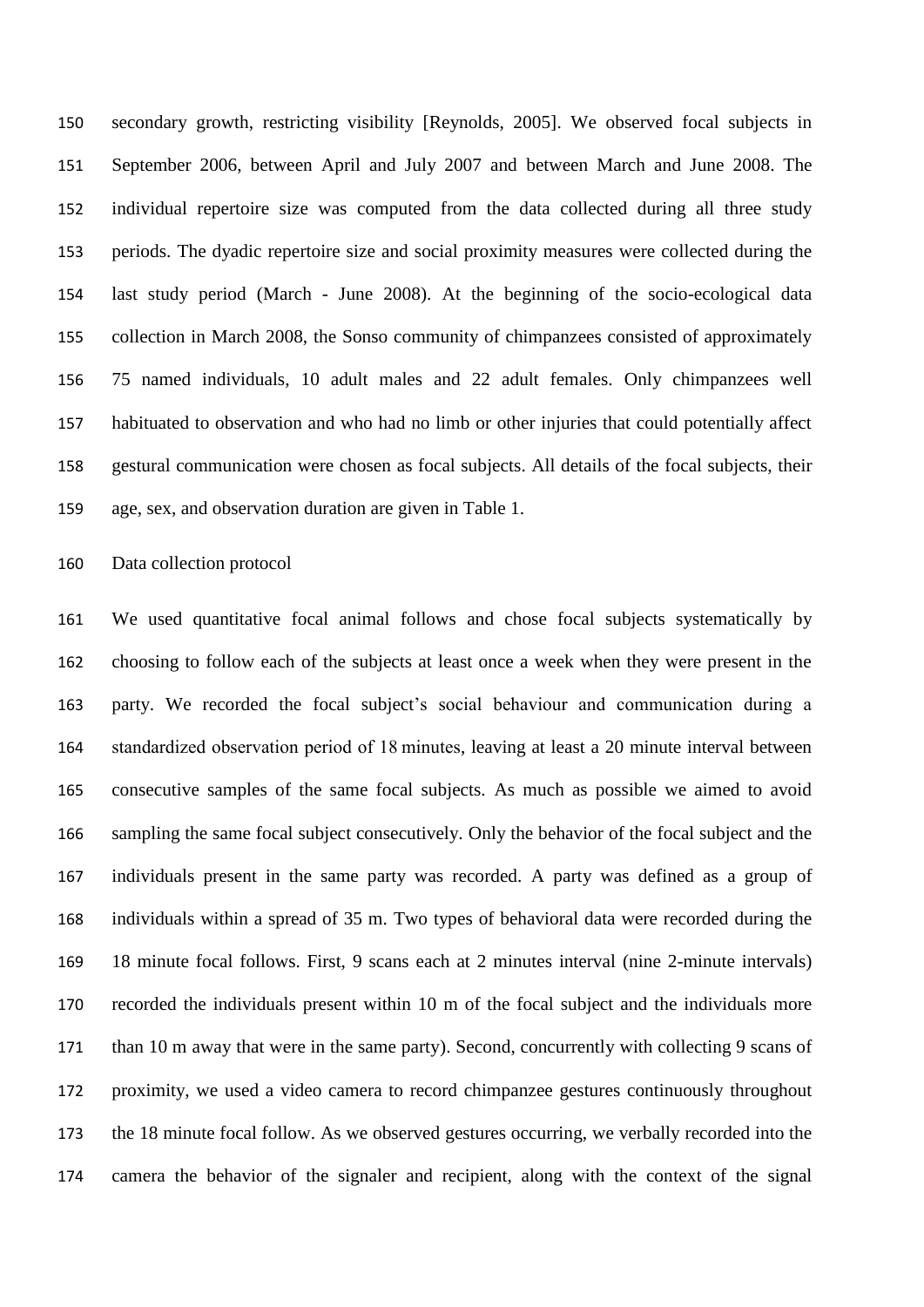secondary growth, restricting visibility [Reynolds, 2005]. We observed focal subjects in September 2006, between April and July 2007 and between March and June 2008. The individual repertoire size was computed from the data collected during all three study periods. The dyadic repertoire size and social proximity measures were collected during the last study period (March - June 2008). At the beginning of the socio-ecological data collection in March 2008, the Sonso community of chimpanzees consisted of approximately 75 named individuals, 10 adult males and 22 adult females. Only chimpanzees well habituated to observation and who had no limb or other injuries that could potentially affect gestural communication were chosen as focal subjects. All details of the focal subjects, their age, sex, and observation duration are given in Table 1.

Data collection protocol

We used quantitative focal animal follows and chose focal subjects systematically by choosing to follow each of the subjects at least once a week when they were present in the party. We recorded the focal subject's social behaviour and communication during a standardized observation period of 18 minutes, leaving at least a 20 minute interval between consecutive samples of the same focal subjects. As much as possible we aimed to avoid sampling the same focal subject consecutively. Only the behavior of the focal subject and the individuals present in the same party was recorded. A party was defined as a group of individuals within a spread of 35 m. Two types of behavioral data were recorded during the 18 minute focal follows. First, 9 scans each at 2 minutes interval (nine 2-minute intervals) recorded the individuals present within 10 m of the focal subject and the individuals more than 10 m away that were in the same party). Second, concurrently with collecting 9 scans of proximity, we used a video camera to record chimpanzee gestures continuously throughout the 18 minute focal follow. As we observed gestures occurring, we verbally recorded into the camera the behavior of the signaler and recipient, along with the context of the signal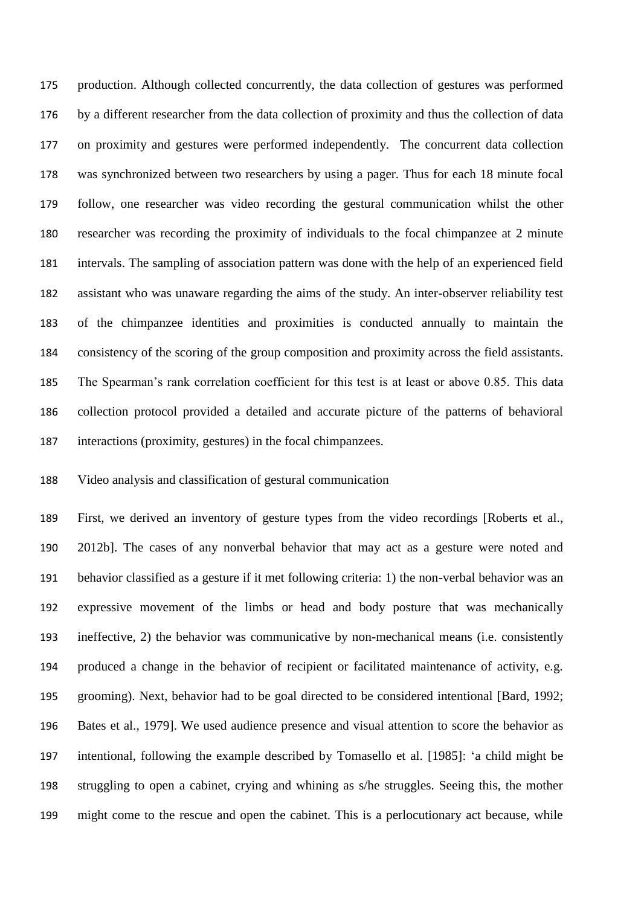production. Although collected concurrently, the data collection of gestures was performed by a different researcher from the data collection of proximity and thus the collection of data on proximity and gestures were performed independently. The concurrent data collection was synchronized between two researchers by using a pager. Thus for each 18 minute focal follow, one researcher was video recording the gestural communication whilst the other researcher was recording the proximity of individuals to the focal chimpanzee at 2 minute intervals. The sampling of association pattern was done with the help of an experienced field assistant who was unaware regarding the aims of the study. An inter-observer reliability test of the chimpanzee identities and proximities is conducted annually to maintain the consistency of the scoring of the group composition and proximity across the field assistants. The Spearman's rank correlation coefficient for this test is at least or above 0.85. This data collection protocol provided a detailed and accurate picture of the patterns of behavioral interactions (proximity, gestures) in the focal chimpanzees.

## Video analysis and classification of gestural communication

First, we derived an inventory of gesture types from the video recordings [Roberts et al., 2012b]. The cases of any nonverbal behavior that may act as a gesture were noted and behavior classified as a gesture if it met following criteria: 1) the non-verbal behavior was an expressive movement of the limbs or head and body posture that was mechanically ineffective, 2) the behavior was communicative by non-mechanical means (i.e. consistently produced a change in the behavior of recipient or facilitated maintenance of activity, e.g. grooming). Next, behavior had to be goal directed to be considered intentional [Bard, 1992; Bates et al., 1979]. We used audience presence and visual attention to score the behavior as intentional, following the example described by Tomasello et al. [1985]: 'a child might be struggling to open a cabinet, crying and whining as s/he struggles. Seeing this, the mother might come to the rescue and open the cabinet. This is a perlocutionary act because, while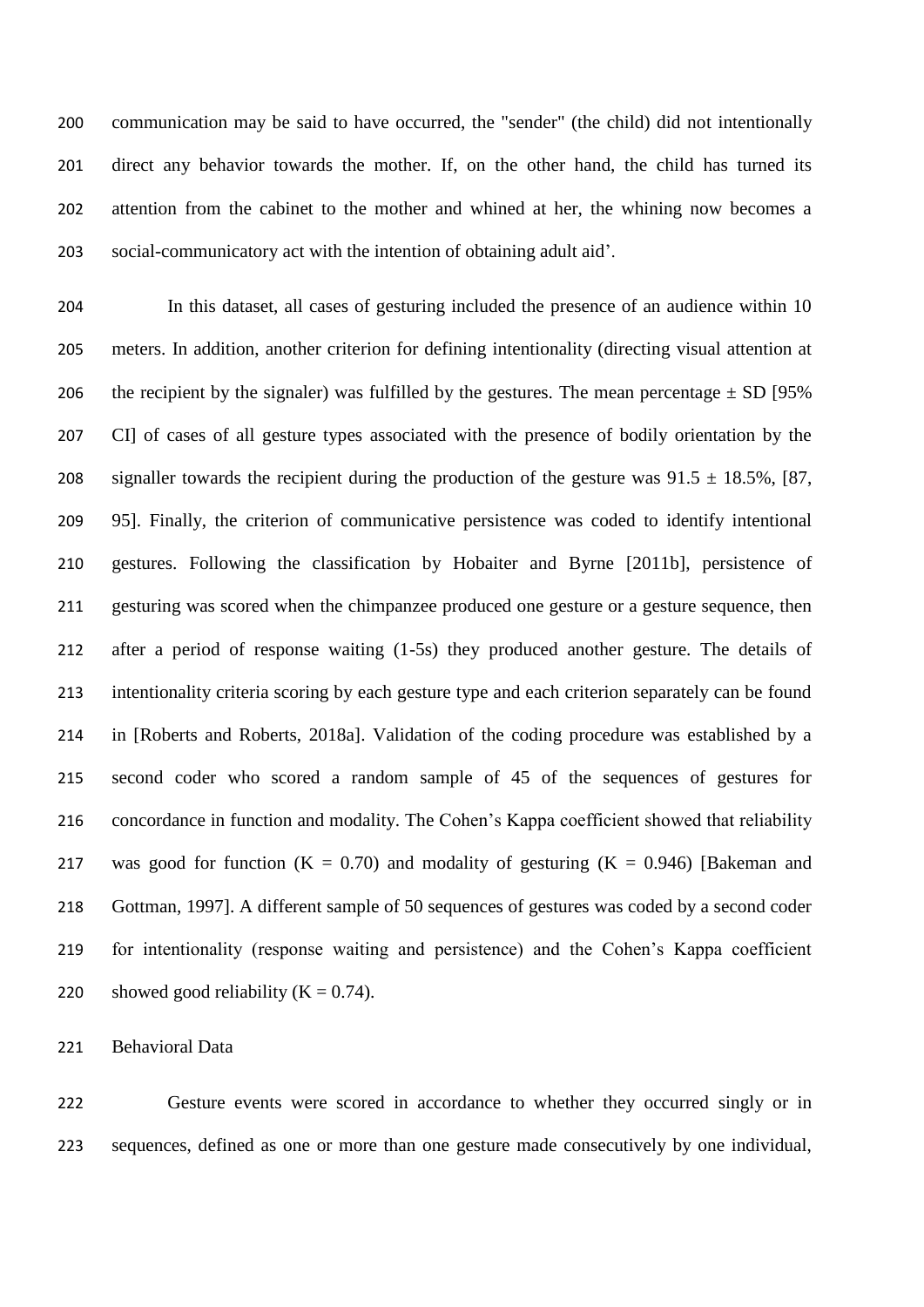communication may be said to have occurred, the "sender" (the child) did not intentionally direct any behavior towards the mother. If, on the other hand, the child has turned its attention from the cabinet to the mother and whined at her, the whining now becomes a social-communicatory act with the intention of obtaining adult aid'.

In this dataset, all cases of gesturing included the presence of an audience within 10 meters. In addition, another criterion for defining intentionality (directing visual attention at the recipient by the signaler) was fulfilled by the gestures. The mean percentage ± SD [95% CI] of cases of all gesture types associated with the presence of bodily orientation by the signaller towards the recipient during the production of the gesture was 91.5 ± 18.5%, [87, 95]. Finally, the criterion of communicative persistence was coded to identify intentional gestures. Following the classification by Hobaiter and Byrne [2011b], persistence of gesturing was scored when the chimpanzee produced one gesture or a gesture sequence, then after a period of response waiting (1-5s) they produced another gesture. The details of intentionality criteria scoring by each gesture type and each criterion separately can be found in [Roberts and Roberts, 2018a]. Validation of the coding procedure was established by a second coder who scored a random sample of 45 of the sequences of gestures for concordance in function and modality. The Cohen's Kappa coefficient showed that reliability was good for function (K = 0.70) and modality of gesturing (K = 0.946) [Bakeman and Gottman, 1997]. A different sample of 50 sequences of gestures was coded by a second coder for intentionality (response waiting and persistence) and the Cohen's Kappa coefficient showed good reliability (K = 0.74).

Behavioral Data

Gesture events were scored in accordance to whether they occurred singly or in sequences, defined as one or more than one gesture made consecutively by one individual,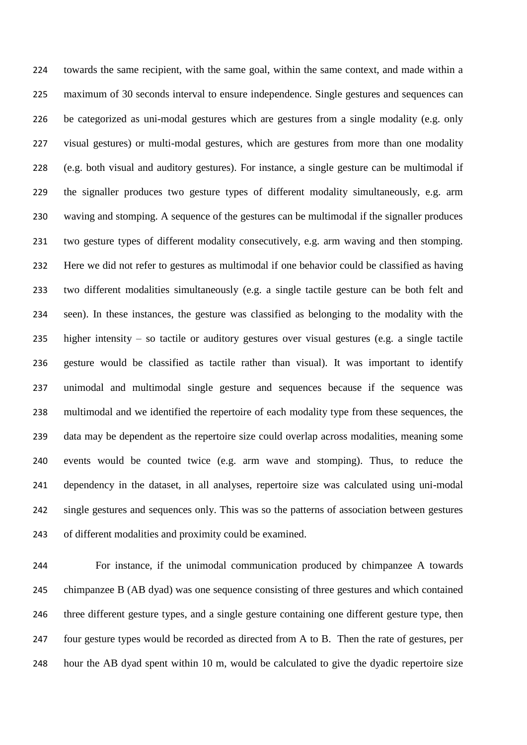towards the same recipient, with the same goal, within the same context, and made within a maximum of 30 seconds interval to ensure independence. Single gestures and sequences can be categorized as uni-modal gestures which are gestures from a single modality (e.g. only visual gestures) or multi-modal gestures, which are gestures from more than one modality (e.g. both visual and auditory gestures). For instance, a single gesture can be multimodal if the signaller produces two gesture types of different modality simultaneously, e.g. arm waving and stomping. A sequence of the gestures can be multimodal if the signaller produces two gesture types of different modality consecutively, e.g. arm waving and then stomping. Here we did not refer to gestures as multimodal if one behavior could be classified as having two different modalities simultaneously (e.g. a single tactile gesture can be both felt and seen). In these instances, the gesture was classified as belonging to the modality with the higher intensity – so tactile or auditory gestures over visual gestures (e.g. a single tactile gesture would be classified as tactile rather than visual). It was important to identify unimodal and multimodal single gesture and sequences because if the sequence was multimodal and we identified the repertoire of each modality type from these sequences, the data may be dependent as the repertoire size could overlap across modalities, meaning some events would be counted twice (e.g. arm wave and stomping). Thus, to reduce the dependency in the dataset, in all analyses, repertoire size was calculated using uni-modal single gestures and sequences only. This was so the patterns of association between gestures of different modalities and proximity could be examined.

For instance, if the unimodal communication produced by chimpanzee A towards chimpanzee B (AB dyad) was one sequence consisting of three gestures and which contained three different gesture types, and a single gesture containing one different gesture type, then four gesture types would be recorded as directed from A to B. Then the rate of gestures, per hour the AB dyad spent within 10 m, would be calculated to give the dyadic repertoire size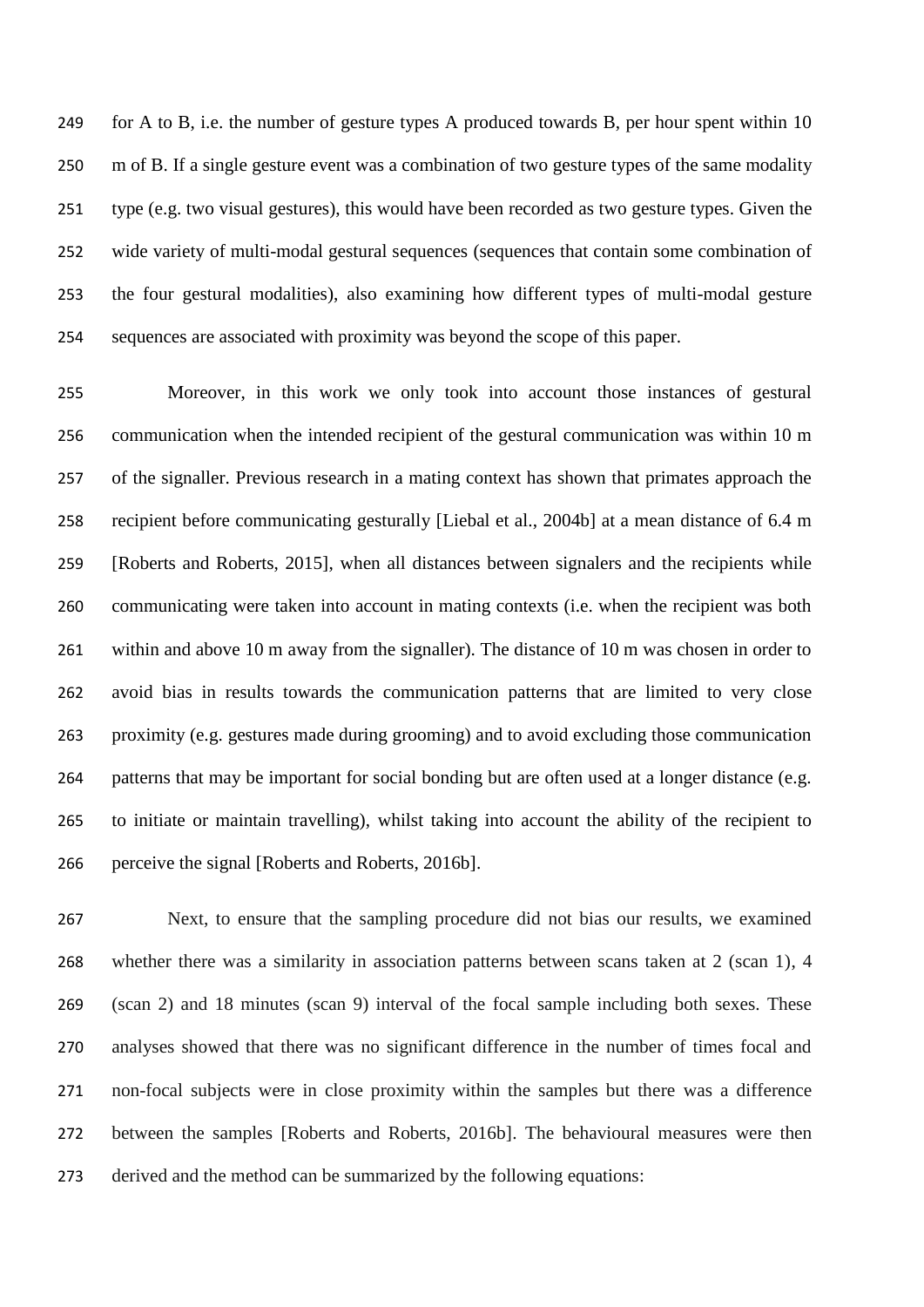for A to B, i.e. the number of gesture types A produced towards B, per hour spent within 10 m of B. If a single gesture event was a combination of two gesture types of the same modality type (e.g. two visual gestures), this would have been recorded as two gesture types. Given the wide variety of multi-modal gestural sequences (sequences that contain some combination of the four gestural modalities), also examining how different types of multi-modal gesture sequences are associated with proximity was beyond the scope of this paper.

Moreover, in this work we only took into account those instances of gestural communication when the intended recipient of the gestural communication was within 10 m of the signaller. Previous research in a mating context has shown that primates approach the recipient before communicating gesturally [Liebal et al., 2004b] at a mean distance of 6.4 m [Roberts and Roberts, 2015], when all distances between signalers and the recipients while communicating were taken into account in mating contexts (i.e. when the recipient was both within and above 10 m away from the signaller). The distance of 10 m was chosen in order to avoid bias in results towards the communication patterns that are limited to very close proximity (e.g. gestures made during grooming) and to avoid excluding those communication patterns that may be important for social bonding but are often used at a longer distance (e.g. to initiate or maintain travelling), whilst taking into account the ability of the recipient to perceive the signal [Roberts and Roberts, 2016b].

Next, to ensure that the sampling procedure did not bias our results, we examined whether there was a similarity in association patterns between scans taken at 2 (scan 1), 4 (scan 2) and 18 minutes (scan 9) interval of the focal sample including both sexes. These analyses showed that there was no significant difference in the number of times focal and non-focal subjects were in close proximity within the samples but there was a difference between the samples [Roberts and Roberts, 2016b]. The behavioural measures were then derived and the method can be summarized by the following equations: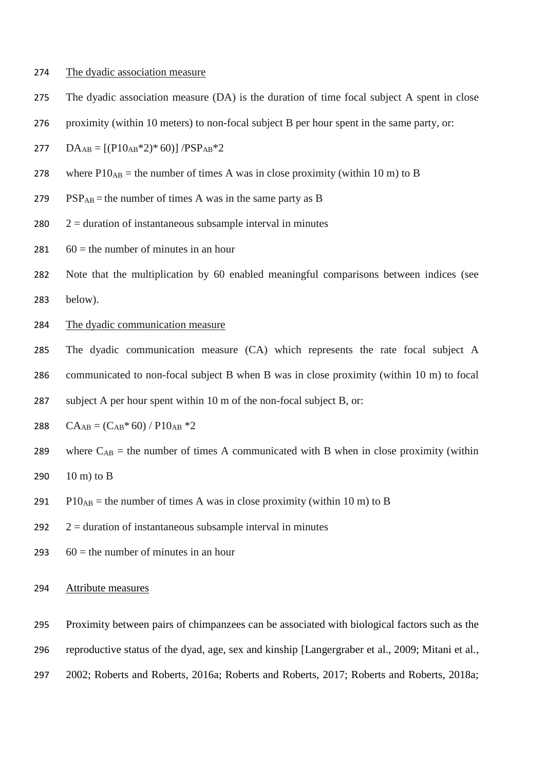The dyadic association measure

The dyadic association measure (DA) is the duration of time focal subject A spent in close proximity (within 10 meters) to non-focal subject B per hour spent in the same party, or:

$$DA_{AB} = [(P10_{AB}*2)*60)] / PSP_{AB}*2$$

where $P10_{AB}$ = the number of times A was in close proximity (within 10 m) to B

$PSP_{AB}$ = the number of times A was in the same party as B

2 = duration of instantaneous subsample interval in minutes

60 = the number of minutes in an hour

Note that the multiplication by 60 enabled meaningful comparisons between indices (see below).

The dyadic communication measure

The dyadic communication measure (CA) which represents the rate focal subject A communicated to non-focal subject B when B was in close proximity (within 10 m) to focal subject A per hour spent within 10 m of the non-focal subject B, or:

$$CA_{AB} = (C_{AB}*60) / P10_{AB}*2$$

where $C_{AB}$ = the number of times A communicated with B when in close proximity (within 10 m) to B

$P10_{AB}$ = the number of times A was in close proximity (within 10 m) to B

2 = duration of instantaneous subsample interval in minutes

60 = the number of minutes in an hour

Attribute measures

Proximity between pairs of chimpanzees can be associated with biological factors such as the reproductive status of the dyad, age, sex and kinship [Langergraber et al., 2009; Mitani et al., 2002; Roberts and Roberts, 2016a; Roberts and Roberts, 2017; Roberts and Roberts, 2018a;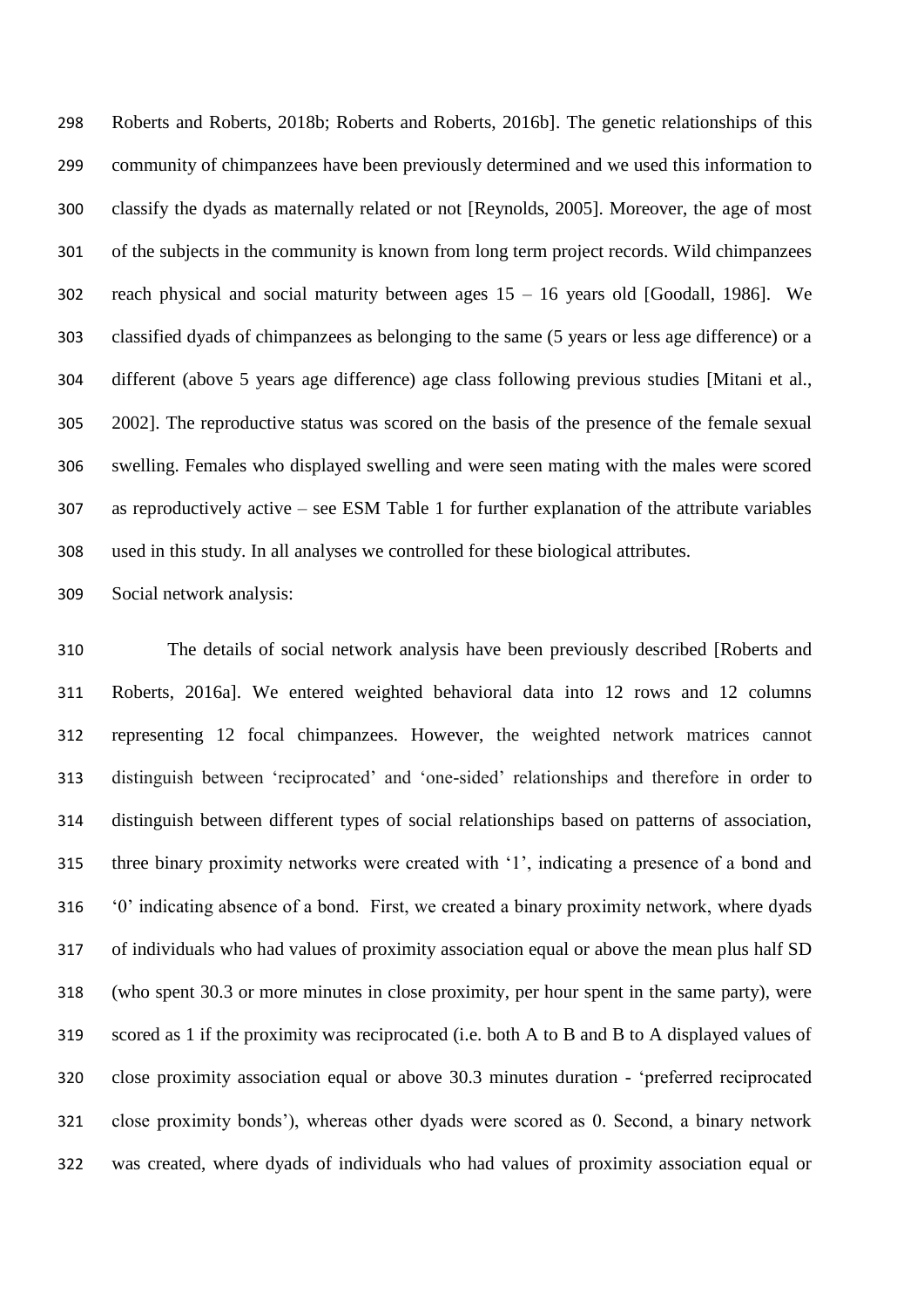Roberts and Roberts, 2018b; Roberts and Roberts, 2016b]. The genetic relationships of this community of chimpanzees have been previously determined and we used this information to classify the dyads as maternally related or not [Reynolds, 2005]. Moreover, the age of most of the subjects in the community is known from long term project records. Wild chimpanzees reach physical and social maturity between ages 15 – 16 years old [Goodall, 1986]. We classified dyads of chimpanzees as belonging to the same (5 years or less age difference) or a different (above 5 years age difference) age class following previous studies [Mitani et al., 2002]. The reproductive status was scored on the basis of the presence of the female sexual swelling. Females who displayed swelling and were seen mating with the males were scored as reproductively active – see ESM Table 1 for further explanation of the attribute variables used in this study. In all analyses we controlled for these biological attributes.

Social network analysis:

The details of social network analysis have been previously described [Roberts and Roberts, 2016a]. We entered weighted behavioral data into 12 rows and 12 columns representing 12 focal chimpanzees. However, the weighted network matrices cannot distinguish between 'reciprocated' and 'one-sided' relationships and therefore in order to distinguish between different types of social relationships based on patterns of association, three binary proximity networks were created with '1', indicating a presence of a bond and '0' indicating absence of a bond. First, we created a binary proximity network, where dyads of individuals who had values of proximity association equal or above the mean plus half SD (who spent 30.3 or more minutes in close proximity, per hour spent in the same party), were scored as 1 if the proximity was reciprocated (i.e. both A to B and B to A displayed values of close proximity association equal or above 30.3 minutes duration - 'preferred reciprocated close proximity bonds'), whereas other dyads were scored as 0. Second, a binary network was created, where dyads of individuals who had values of proximity association equal or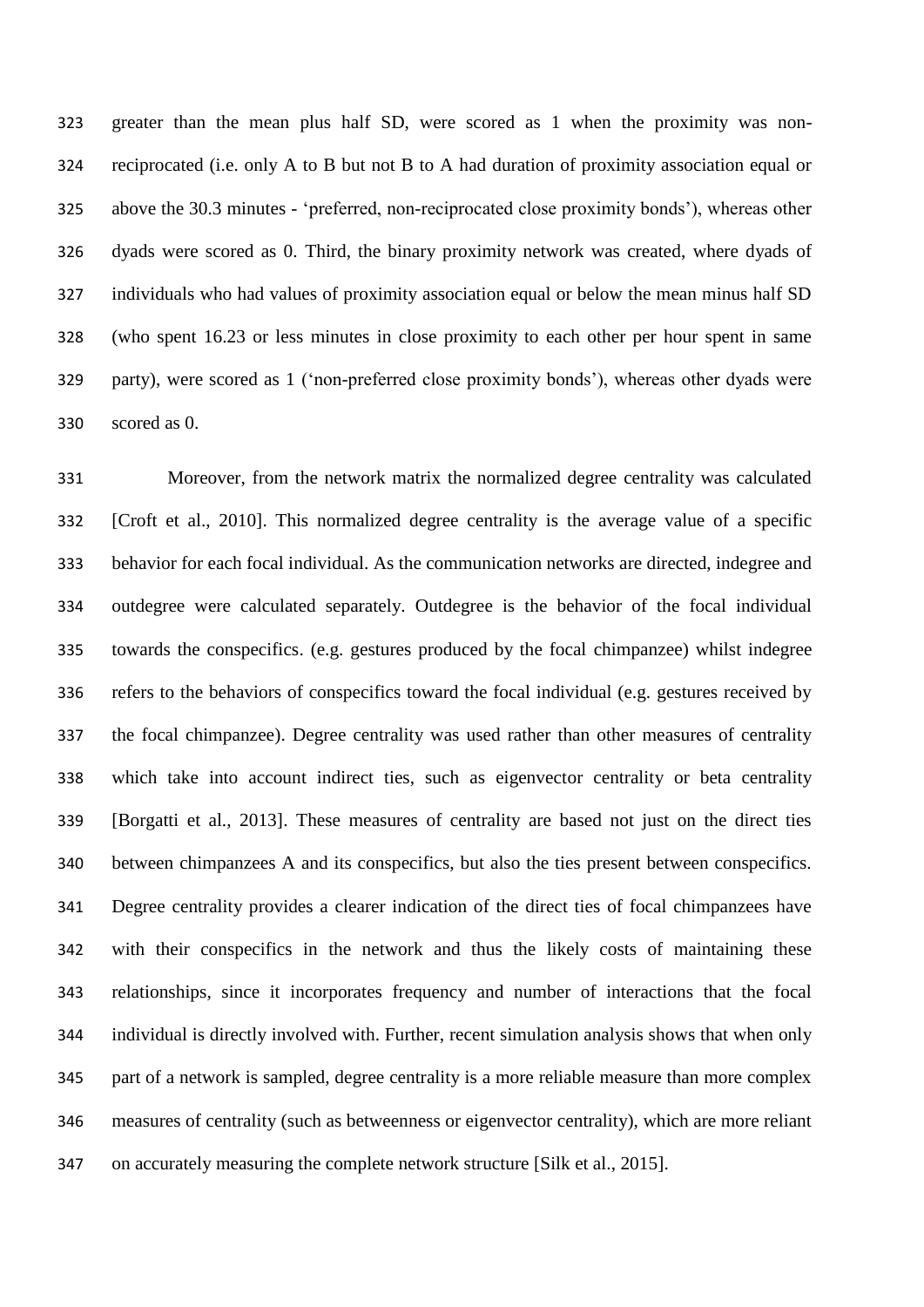greater than the mean plus half SD, were scored as 1 when the proximity was non-reciprocated (i.e. only A to B but not B to A had duration of proximity association equal or above the 30.3 minutes - 'preferred, non-reciprocated close proximity bonds'), whereas other dyads were scored as 0. Third, the binary proximity network was created, where dyads of individuals who had values of proximity association equal or below the mean minus half SD (who spent 16.23 or less minutes in close proximity to each other per hour spent in same party), were scored as 1 ('non-preferred close proximity bonds'), whereas other dyads were scored as 0.

Moreover, from the network matrix the normalized degree centrality was calculated [Croft et al., 2010]. This normalized degree centrality is the average value of a specific behavior for each focal individual. As the communication networks are directed, indegree and outdegree were calculated separately. Outdegree is the behavior of the focal individual towards the conspecifics. (e.g. gestures produced by the focal chimpanzee) whilst indegree refers to the behaviors of conspecifics toward the focal individual (e.g. gestures received by the focal chimpanzee). Degree centrality was used rather than other measures of centrality which take into account indirect ties, such as eigenvector centrality or beta centrality [Borgatti et al., 2013]. These measures of centrality are based not just on the direct ties between chimpanzees A and its conspecifics, but also the ties present between conspecifics. Degree centrality provides a clearer indication of the direct ties of focal chimpanzees have with their conspecifics in the network and thus the likely costs of maintaining these relationships, since it incorporates frequency and number of interactions that the focal individual is directly involved with. Further, recent simulation analysis shows that when only part of a network is sampled, degree centrality is a more reliable measure than more complex measures of centrality (such as betweenness or eigenvector centrality), which are more reliant on accurately measuring the complete network structure [Silk et al., 2015].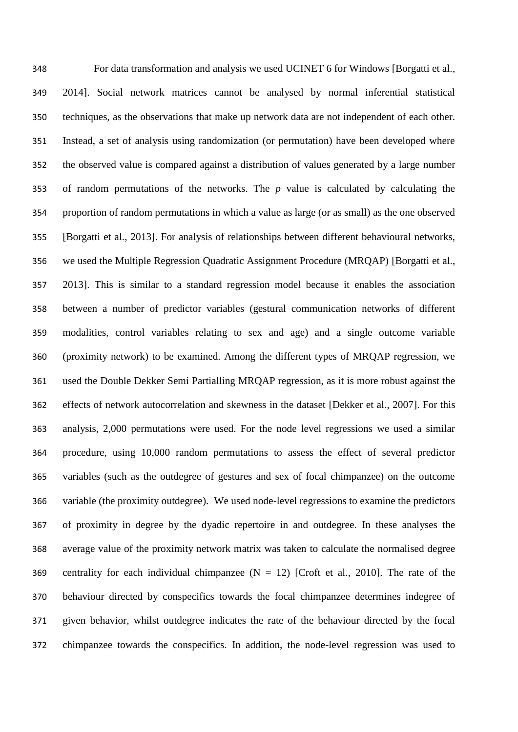For data transformation and analysis we used UCINET 6 for Windows [Borgatti et al., 2014]. Social network matrices cannot be analysed by normal inferential statistical techniques, as the observations that make up network data are not independent of each other. Instead, a set of analysis using randomization (or permutation) have been developed where the observed value is compared against a distribution of values generated by a large number of random permutations of the networks. The *p* value is calculated by calculating the proportion of random permutations in which a value as large (or as small) as the one observed [Borgatti et al., 2013]. For analysis of relationships between different behavioural networks, we used the Multiple Regression Quadratic Assignment Procedure (MRQAP) [Borgatti et al., 2013]. This is similar to a standard regression model because it enables the association between a number of predictor variables (gestural communication networks of different modalities, control variables relating to sex and age) and a single outcome variable (proximity network) to be examined. Among the different types of MRQAP regression, we used the Double Dekker Semi Partialling MRQAP regression, as it is more robust against the effects of network autocorrelation and skewness in the dataset [Dekker et al., 2007]. For this analysis, 2,000 permutations were used. For the node level regressions we used a similar procedure, using 10,000 random permutations to assess the effect of several predictor variables (such as the outdegree of gestures and sex of focal chimpanzee) on the outcome variable (the proximity outdegree). We used node-level regressions to examine the predictors of proximity in degree by the dyadic repertoire in and outdegree. In these analyses the average value of the proximity network matrix was taken to calculate the normalised degree centrality for each individual chimpanzee (N = 12) [Croft et al., 2010]. The rate of the behaviour directed by conspecifics towards the focal chimpanzee determines indegree of given behavior, whilst outdegree indicates the rate of the behaviour directed by the focal chimpanzee towards the conspecifics. In addition, the node-level regression was used to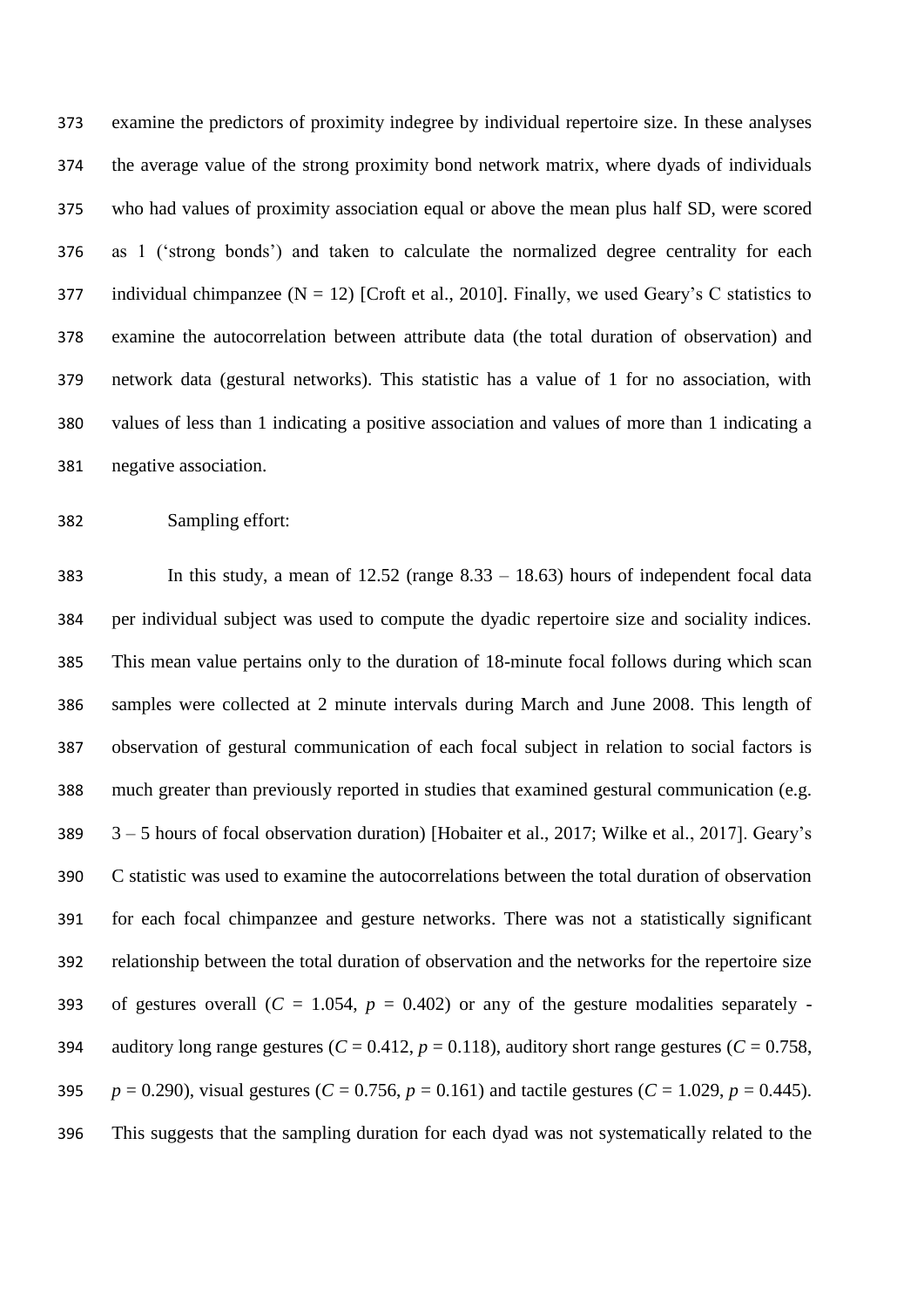examine the predictors of proximity indegree by individual repertoire size. In these analyses the average value of the strong proximity bond network matrix, where dyads of individuals who had values of proximity association equal or above the mean plus half SD, were scored as 1 ('strong bonds') and taken to calculate the normalized degree centrality for each individual chimpanzee (N = 12) [Croft et al., 2010]. Finally, we used Geary's C statistics to examine the autocorrelation between attribute data (the total duration of observation) and network data (gestural networks). This statistic has a value of 1 for no association, with values of less than 1 indicating a positive association and values of more than 1 indicating a negative association.

Sampling effort:

In this study, a mean of 12.52 (range 8.33 – 18.63) hours of independent focal data per individual subject was used to compute the dyadic repertoire size and sociality indices. This mean value pertains only to the duration of 18-minute focal follows during which scan samples were collected at 2 minute intervals during March and June 2008. This length of observation of gestural communication of each focal subject in relation to social factors is much greater than previously reported in studies that examined gestural communication (e.g. 3 – 5 hours of focal observation duration) [Hobaiter et al., 2017; Wilke et al., 2017]. Geary's C statistic was used to examine the autocorrelations between the total duration of observation for each focal chimpanzee and gesture networks. There was not a statistically significant relationship between the total duration of observation and the networks for the repertoire size of gestures overall ($C$ = 1.054, $p$ = 0.402) or any of the gesture modalities separately - auditory long range gestures ($C$ = 0.412, $p$ = 0.118), auditory short range gestures ($C$ = 0.758, $p$ = 0.290), visual gestures ($C$ = 0.756, $p$ = 0.161) and tactile gestures ($C$ = 1.029, $p$ = 0.445). This suggests that the sampling duration for each dyad was not systematically related to the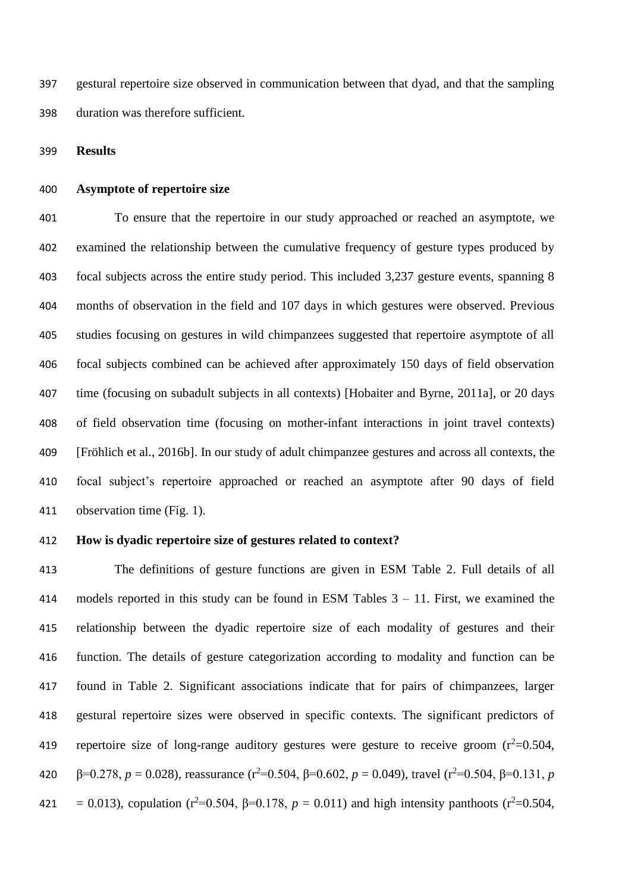gestural repertoire size observed in communication between that dyad, and that the sampling duration was therefore sufficient.

## Results

### Asymptote of repertoire size

To ensure that the repertoire in our study approached or reached an asymptote, we examined the relationship between the cumulative frequency of gesture types produced by focal subjects across the entire study period. This included 3,237 gesture events, spanning 8 months of observation in the field and 107 days in which gestures were observed. Previous studies focusing on gestures in wild chimpanzees suggested that repertoire asymptote of all focal subjects combined can be achieved after approximately 150 days of field observation time (focusing on subadult subjects in all contexts) [Hobaiter and Byrne, 2011a], or 20 days of field observation time (focusing on mother-infant interactions in joint travel contexts) [Fröhlich et al., 2016b]. In our study of adult chimpanzee gestures and across all contexts, the focal subject's repertoire approached or reached an asymptote after 90 days of field observation time (Fig. 1).

### How is dyadic repertoire size of gestures related to context?

The definitions of gesture functions are given in ESM Table 2. Full details of all models reported in this study can be found in ESM Tables 3 – 11. First, we examined the relationship between the dyadic repertoire size of each modality of gestures and their function. The details of gesture categorization according to modality and function can be found in Table 2. Significant associations indicate that for pairs of chimpanzees, larger gestural repertoire sizes were observed in specific contexts. The significant predictors of repertoire size of long-range auditory gestures were gesture to receive groom ($r^2$=0.504, $\beta$=0.278, $p$ = 0.028), reassurance ($r^2$=0.504, $\beta$=0.602, $p$ = 0.049), travel ($r^2$=0.504, $\beta$=0.131, $p$ = 0.013), copulation ($r^2$=0.504, $\beta$=0.178, $p$ = 0.011) and high intensity panthoots ($r^2$=0.504,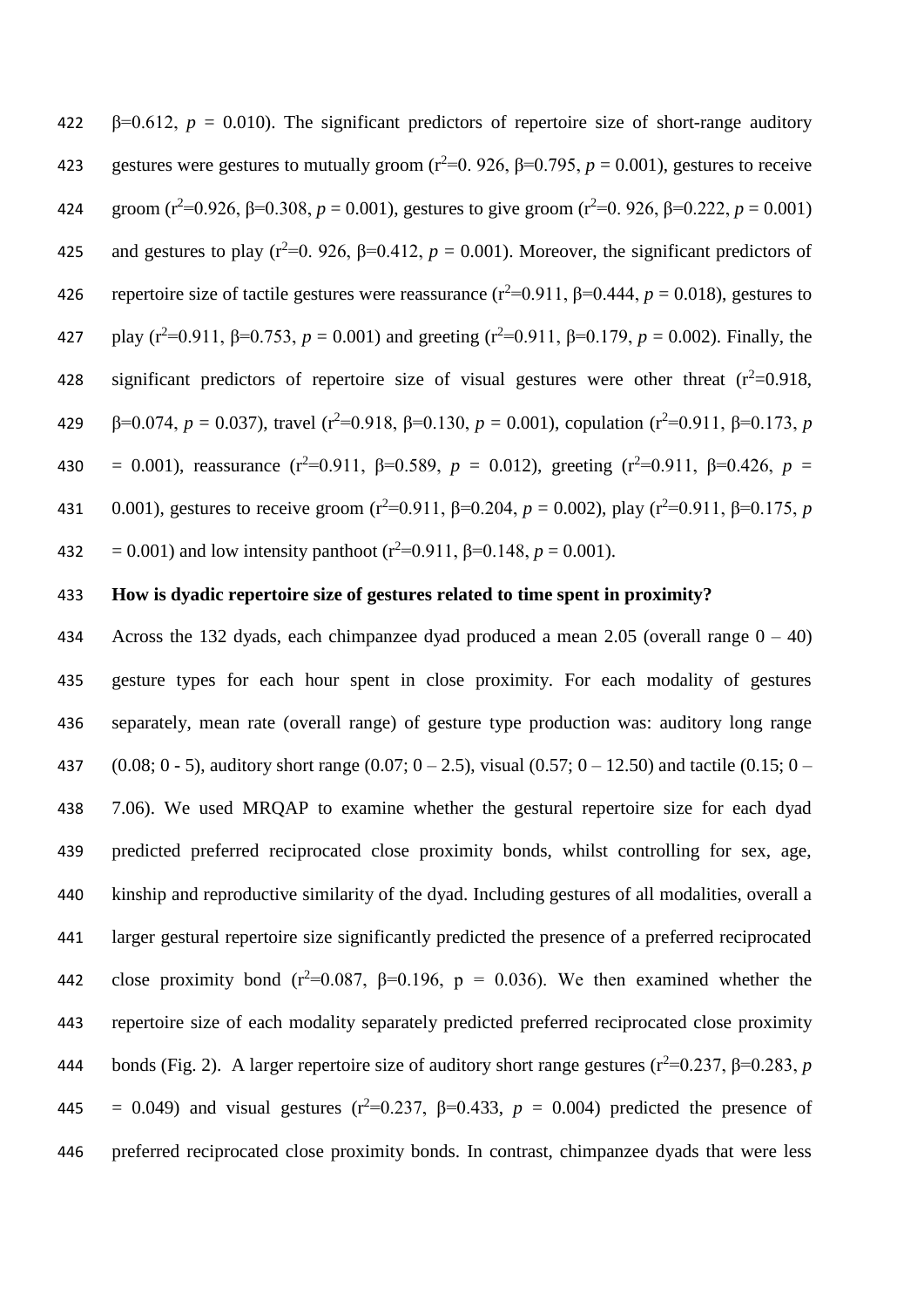$\beta$=0.612, $p$ = 0.010). The significant predictors of repertoire size of short-range auditory gestures were gestures to mutually groom ($r^2$=0. 926, $\beta$=0.795, $p$ = 0.001), gestures to receive groom ($r^2$=0.926, $\beta$=0.308, $p$ = 0.001), gestures to give groom ($r^2$=0. 926, $\beta$=0.222, $p$ = 0.001) and gestures to play ($r^2$=0. 926, $\beta$=0.412, $p$ = 0.001). Moreover, the significant predictors of repertoire size of tactile gestures were reassurance ($r^2$=0.911, $\beta$=0.444, $p$ = 0.018), gestures to play ($r^2$=0.911, $\beta$=0.753, $p$ = 0.001) and greeting ($r^2$=0.911, $\beta$=0.179, $p$ = 0.002). Finally, the significant predictors of repertoire size of visual gestures were other threat ($r^2$=0.918, $\beta$=0.074, $p$ = 0.037), travel ($r^2$=0.918, $\beta$=0.130, $p$ = 0.001), copulation ($r^2$=0.911, $\beta$=0.173, $p$ = 0.001), reassurance ($r^2$=0.911, $\beta$=0.589, $p$ = 0.012), greeting ($r^2$=0.911, $\beta$=0.426, $p$ = 0.001), gestures to receive groom ($r^2$=0.911, $\beta$=0.204, $p$ = 0.002), play ($r^2$=0.911, $\beta$=0.175, $p$ = 0.001) and low intensity panthoot ($r^2$=0.911, $\beta$=0.148, $p$ = 0.001).

**How is dyadic repertoire size of gestures related to time spent in proximity?**

Across the 132 dyads, each chimpanzee dyad produced a mean 2.05 (overall range 0 – 40) gesture types for each hour spent in close proximity. For each modality of gestures separately, mean rate (overall range) of gesture type production was: auditory long range (0.08; 0 - 5), auditory short range (0.07; 0 – 2.5), visual (0.57; 0 – 12.50) and tactile (0.15; 0 – 7.06). We used MRQAP to examine whether the gestural repertoire size for each dyad predicted preferred reciprocated close proximity bonds, whilst controlling for sex, age, kinship and reproductive similarity of the dyad. Including gestures of all modalities, overall a larger gestural repertoire size significantly predicted the presence of a preferred reciprocated close proximity bond ($r^2$=0.087, $\beta$=0.196, p = 0.036). We then examined whether the repertoire size of each modality separately predicted preferred reciprocated close proximity bonds (Fig. 2). A larger repertoire size of auditory short range gestures ($r^2$=0.237, $\beta$=0.283, $p$ = 0.049) and visual gestures ($r^2$=0.237, $\beta$=0.433, $p$ = 0.004) predicted the presence of preferred reciprocated close proximity bonds. In contrast, chimpanzee dyads that were less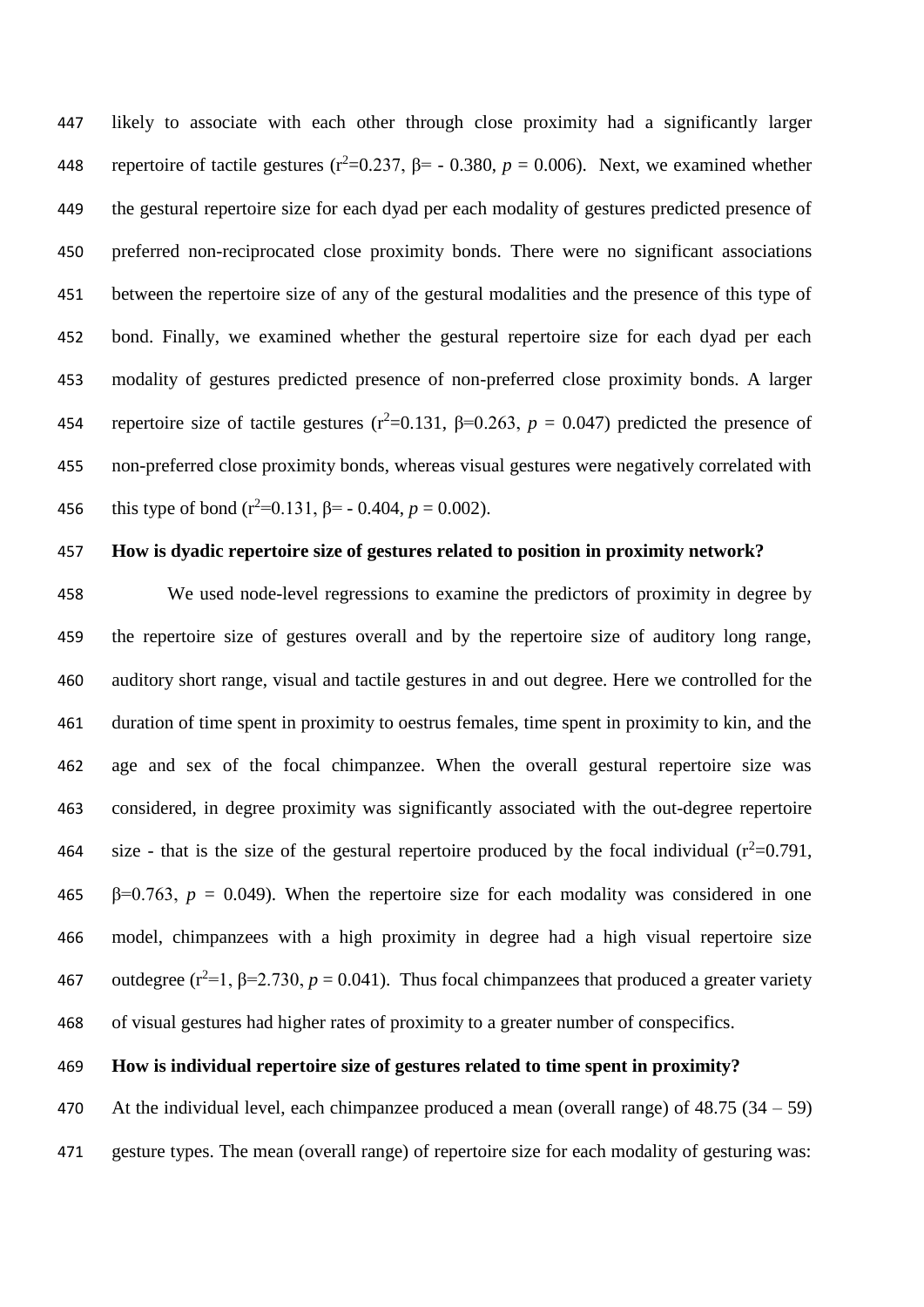likely to associate with each other through close proximity had a significantly larger repertoire of tactile gestures ($r^2$=0.237, β= - 0.380, *p* = 0.006). Next, we examined whether the gestural repertoire size for each dyad per each modality of gestures predicted presence of preferred non-reciprocated close proximity bonds. There were no significant associations between the repertoire size of any of the gestural modalities and the presence of this type of bond. Finally, we examined whether the gestural repertoire size for each dyad per each modality of gestures predicted presence of non-preferred close proximity bonds. A larger repertoire size of tactile gestures ($r^2$=0.131, β=0.263, *p* = 0.047) predicted the presence of non-preferred close proximity bonds, whereas visual gestures were negatively correlated with this type of bond ($r^2$=0.131, β= - 0.404, *p* = 0.002).

**How is dyadic repertoire size of gestures related to position in proximity network?**

We used node-level regressions to examine the predictors of proximity in degree by the repertoire size of gestures overall and by the repertoire size of auditory long range, auditory short range, visual and tactile gestures in and out degree. Here we controlled for the duration of time spent in proximity to oestrus females, time spent in proximity to kin, and the age and sex of the focal chimpanzee. When the overall gestural repertoire size was considered, in degree proximity was significantly associated with the out-degree repertoire size - that is the size of the gestural repertoire produced by the focal individual ($r^2$=0.791, β=0.763, *p* = 0.049). When the repertoire size for each modality was considered in one model, chimpanzees with a high proximity in degree had a high visual repertoire size outdegree ($r^2$=1, β=2.730, *p* = 0.041). Thus focal chimpanzees that produced a greater variety of visual gestures had higher rates of proximity to a greater number of conspecifics.

**How is individual repertoire size of gestures related to time spent in proximity?**

At the individual level, each chimpanzee produced a mean (overall range) of 48.75 (34 – 59) gesture types. The mean (overall range) of repertoire size for each modality of gesturing was: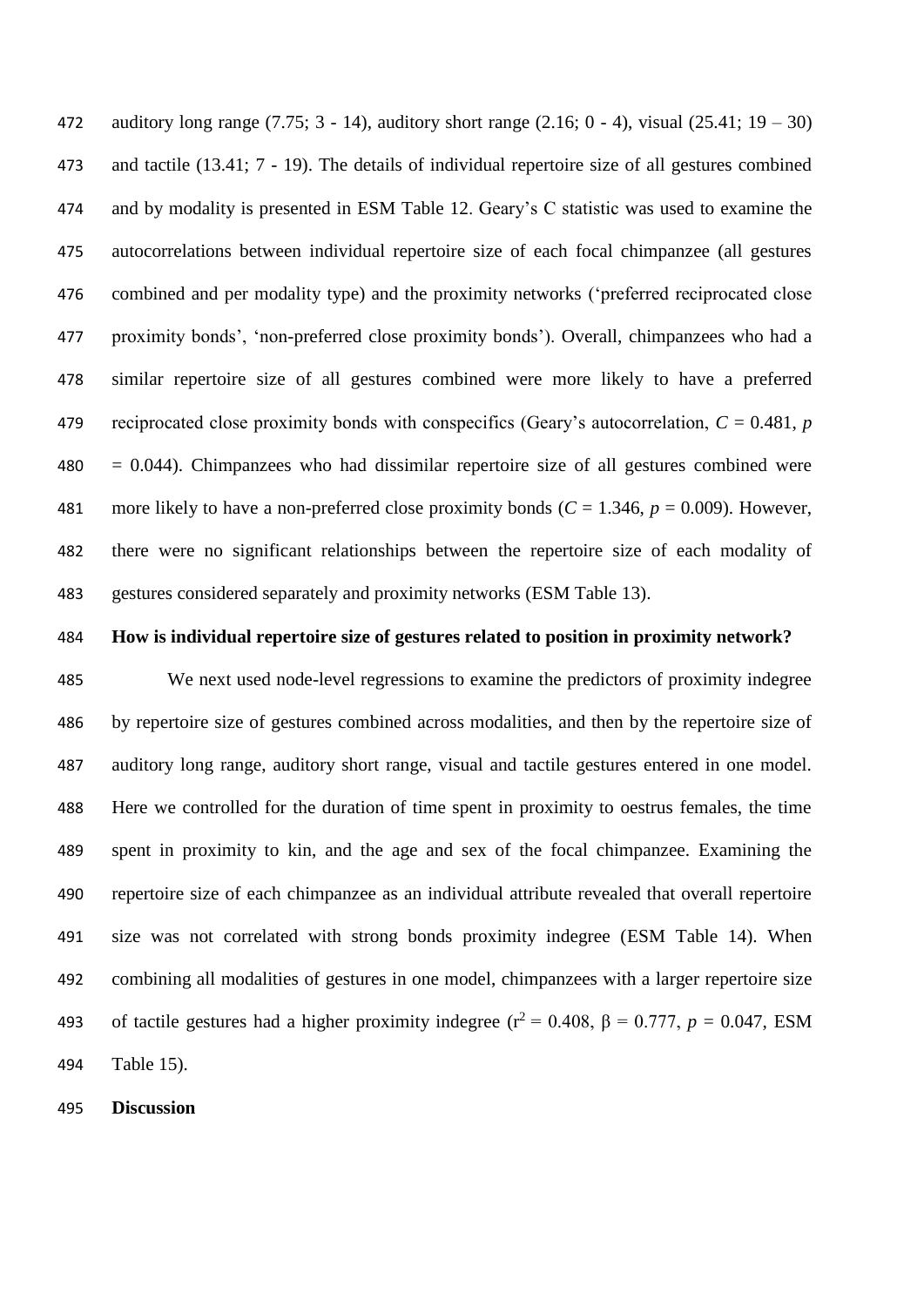auditory long range (7.75; 3 - 14), auditory short range (2.16; 0 - 4), visual (25.41; 19 – 30) and tactile (13.41; 7 - 19). The details of individual repertoire size of all gestures combined and by modality is presented in ESM Table 12. Geary's C statistic was used to examine the autocorrelations between individual repertoire size of each focal chimpanzee (all gestures combined and per modality type) and the proximity networks ('preferred reciprocated close proximity bonds', 'non-preferred close proximity bonds'). Overall, chimpanzees who had a similar repertoire size of all gestures combined were more likely to have a preferred reciprocated close proximity bonds with conspecifics (Geary's autocorrelation, $C = 0.481$, $p = 0.044$). Chimpanzees who had dissimilar repertoire size of all gestures combined were more likely to have a non-preferred close proximity bonds ($C = 1.346$, $p = 0.009$). However, there were no significant relationships between the repertoire size of each modality of gestures considered separately and proximity networks (ESM Table 13).

**How is individual repertoire size of gestures related to position in proximity network?**

We next used node-level regressions to examine the predictors of proximity indegree by repertoire size of gestures combined across modalities, and then by the repertoire size of auditory long range, auditory short range, visual and tactile gestures entered in one model. Here we controlled for the duration of time spent in proximity to oestrus females, the time spent in proximity to kin, and the age and sex of the focal chimpanzee. Examining the repertoire size of each chimpanzee as an individual attribute revealed that overall repertoire size was not correlated with strong bonds proximity indegree (ESM Table 14). When combining all modalities of gestures in one model, chimpanzees with a larger repertoire size of tactile gestures had a higher proximity indegree ($r^2 = 0.408$, $\beta = 0.777$, $p = 0.047$, ESM Table 15).

**Discussion**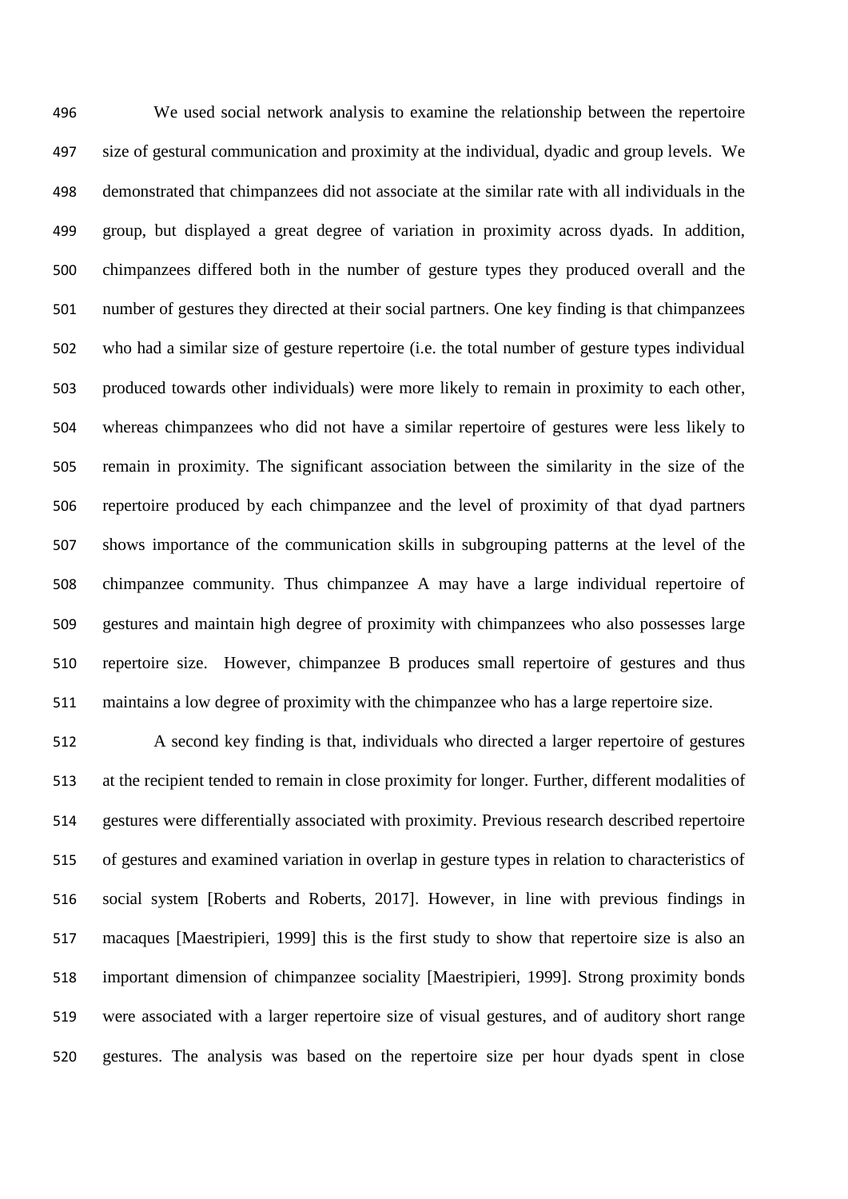We used social network analysis to examine the relationship between the repertoire size of gestural communication and proximity at the individual, dyadic and group levels. We demonstrated that chimpanzees did not associate at the similar rate with all individuals in the group, but displayed a great degree of variation in proximity across dyads. In addition, chimpanzees differed both in the number of gesture types they produced overall and the number of gestures they directed at their social partners. One key finding is that chimpanzees who had a similar size of gesture repertoire (i.e. the total number of gesture types individual produced towards other individuals) were more likely to remain in proximity to each other, whereas chimpanzees who did not have a similar repertoire of gestures were less likely to remain in proximity. The significant association between the similarity in the size of the repertoire produced by each chimpanzee and the level of proximity of that dyad partners shows importance of the communication skills in subgrouping patterns at the level of the chimpanzee community. Thus chimpanzee A may have a large individual repertoire of gestures and maintain high degree of proximity with chimpanzees who also possesses large repertoire size. However, chimpanzee B produces small repertoire of gestures and thus maintains a low degree of proximity with the chimpanzee who has a large repertoire size.

A second key finding is that, individuals who directed a larger repertoire of gestures at the recipient tended to remain in close proximity for longer. Further, different modalities of gestures were differentially associated with proximity. Previous research described repertoire of gestures and examined variation in overlap in gesture types in relation to characteristics of social system [Roberts and Roberts, 2017]. However, in line with previous findings in macaques [Maestripieri, 1999] this is the first study to show that repertoire size is also an important dimension of chimpanzee sociality [Maestripieri, 1999]. Strong proximity bonds were associated with a larger repertoire size of visual gestures, and of auditory short range gestures. The analysis was based on the repertoire size per hour dyads spent in close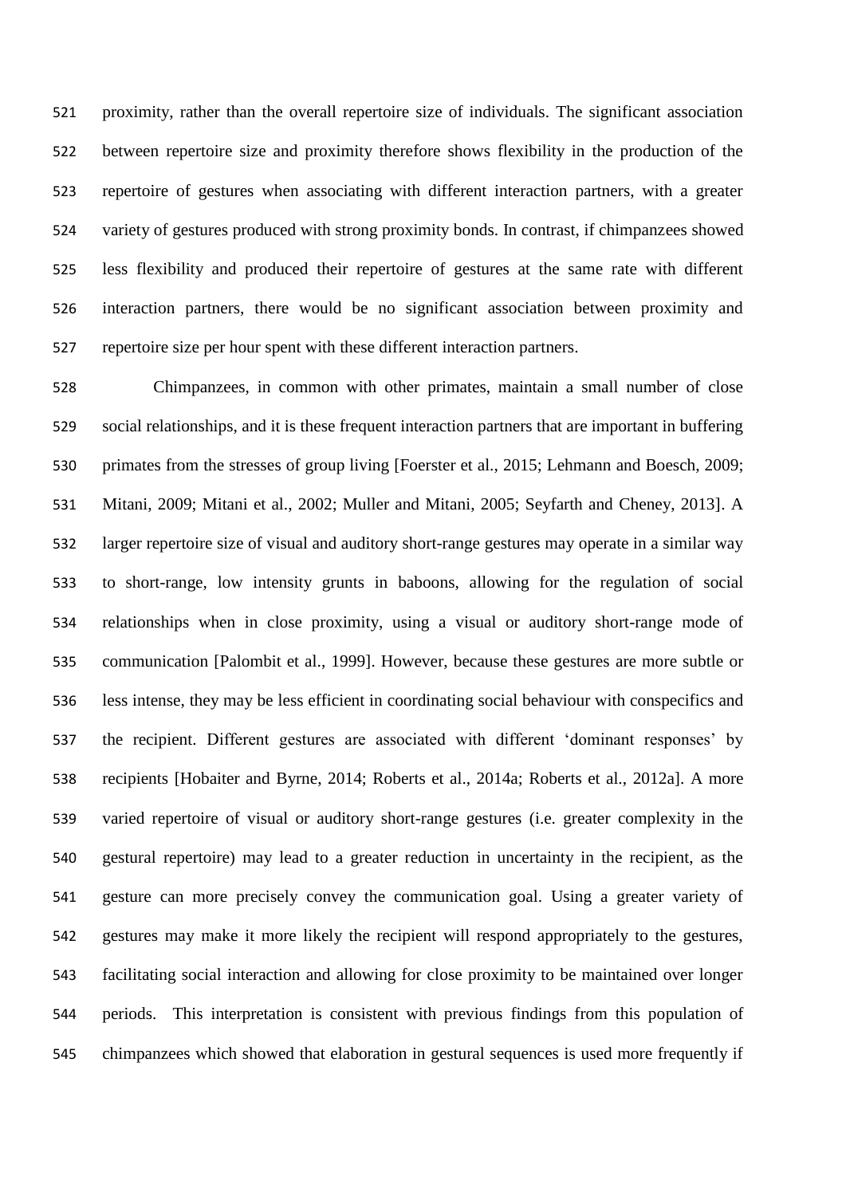proximity, rather than the overall repertoire size of individuals. The significant association between repertoire size and proximity therefore shows flexibility in the production of the repertoire of gestures when associating with different interaction partners, with a greater variety of gestures produced with strong proximity bonds. In contrast, if chimpanzees showed less flexibility and produced their repertoire of gestures at the same rate with different interaction partners, there would be no significant association between proximity and repertoire size per hour spent with these different interaction partners.

Chimpanzees, in common with other primates, maintain a small number of close social relationships, and it is these frequent interaction partners that are important in buffering primates from the stresses of group living [Foerster et al., 2015; Lehmann and Boesch, 2009; Mitani, 2009; Mitani et al., 2002; Muller and Mitani, 2005; Seyfarth and Cheney, 2013]. A larger repertoire size of visual and auditory short-range gestures may operate in a similar way to short-range, low intensity grunts in baboons, allowing for the regulation of social relationships when in close proximity, using a visual or auditory short-range mode of communication [Palombit et al., 1999]. However, because these gestures are more subtle or less intense, they may be less efficient in coordinating social behaviour with conspecifics and the recipient. Different gestures are associated with different 'dominant responses' by recipients [Hobaiter and Byrne, 2014; Roberts et al., 2014a; Roberts et al., 2012a]. A more varied repertoire of visual or auditory short-range gestures (i.e. greater complexity in the gestural repertoire) may lead to a greater reduction in uncertainty in the recipient, as the gesture can more precisely convey the communication goal. Using a greater variety of gestures may make it more likely the recipient will respond appropriately to the gestures, facilitating social interaction and allowing for close proximity to be maintained over longer periods. This interpretation is consistent with previous findings from this population of chimpanzees which showed that elaboration in gestural sequences is used more frequently if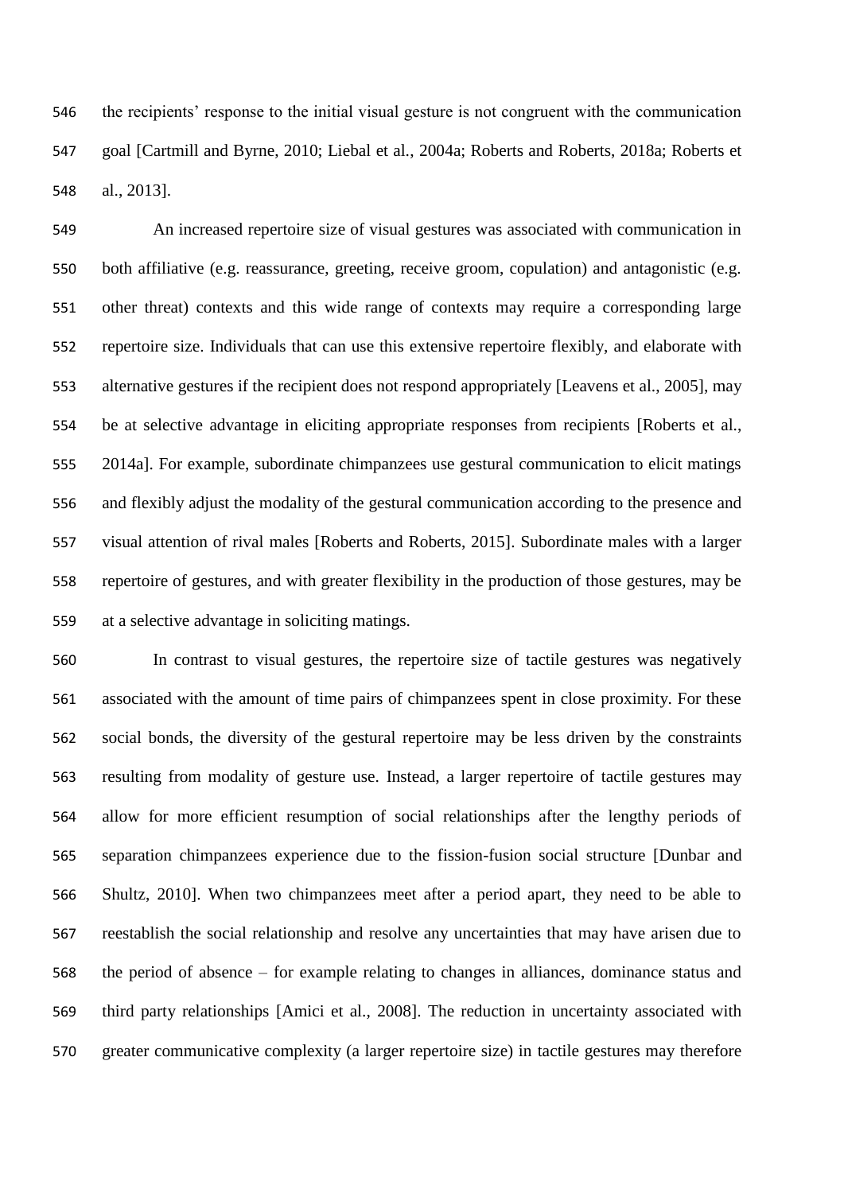the recipients' response to the initial visual gesture is not congruent with the communication goal [Cartmill and Byrne, 2010; Liebal et al., 2004a; Roberts and Roberts, 2018a; Roberts et al., 2013].

An increased repertoire size of visual gestures was associated with communication in both affiliative (e.g. reassurance, greeting, receive groom, copulation) and antagonistic (e.g. other threat) contexts and this wide range of contexts may require a corresponding large repertoire size. Individuals that can use this extensive repertoire flexibly, and elaborate with alternative gestures if the recipient does not respond appropriately [Leavens et al., 2005], may be at selective advantage in eliciting appropriate responses from recipients [Roberts et al., 2014a]. For example, subordinate chimpanzees use gestural communication to elicit matings and flexibly adjust the modality of the gestural communication according to the presence and visual attention of rival males [Roberts and Roberts, 2015]. Subordinate males with a larger repertoire of gestures, and with greater flexibility in the production of those gestures, may be at a selective advantage in soliciting matings.

In contrast to visual gestures, the repertoire size of tactile gestures was negatively associated with the amount of time pairs of chimpanzees spent in close proximity. For these social bonds, the diversity of the gestural repertoire may be less driven by the constraints resulting from modality of gesture use. Instead, a larger repertoire of tactile gestures may allow for more efficient resumption of social relationships after the lengthy periods of separation chimpanzees experience due to the fission-fusion social structure [Dunbar and Shultz, 2010]. When two chimpanzees meet after a period apart, they need to be able to reestablish the social relationship and resolve any uncertainties that may have arisen due to the period of absence – for example relating to changes in alliances, dominance status and third party relationships [Amici et al., 2008]. The reduction in uncertainty associated with greater communicative complexity (a larger repertoire size) in tactile gestures may therefore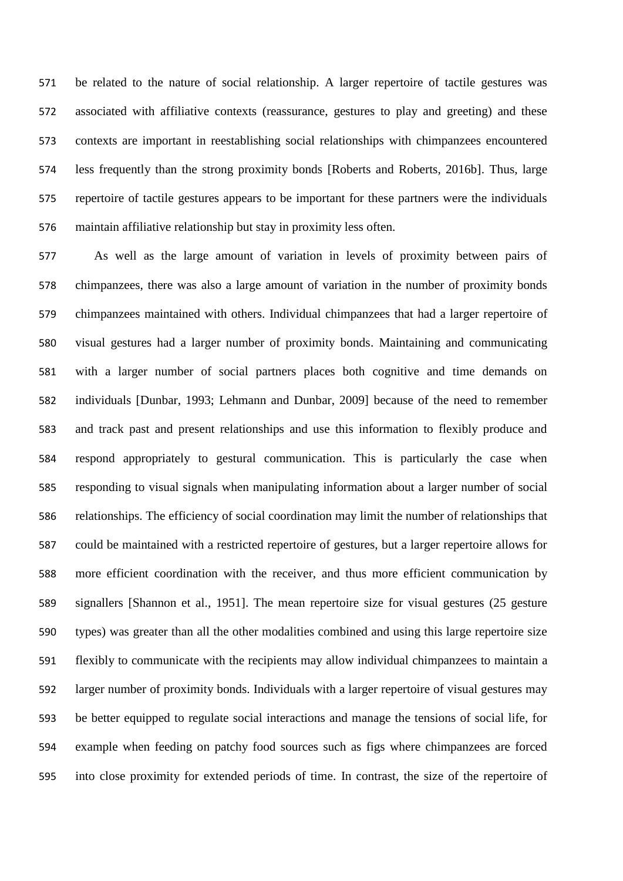be related to the nature of social relationship. A larger repertoire of tactile gestures was associated with affiliative contexts (reassurance, gestures to play and greeting) and these contexts are important in reestablishing social relationships with chimpanzees encountered less frequently than the strong proximity bonds [Roberts and Roberts, 2016b]. Thus, large repertoire of tactile gestures appears to be important for these partners were the individuals maintain affiliative relationship but stay in proximity less often.

As well as the large amount of variation in levels of proximity between pairs of chimpanzees, there was also a large amount of variation in the number of proximity bonds chimpanzees maintained with others. Individual chimpanzees that had a larger repertoire of visual gestures had a larger number of proximity bonds. Maintaining and communicating with a larger number of social partners places both cognitive and time demands on individuals [Dunbar, 1993; Lehmann and Dunbar, 2009] because of the need to remember and track past and present relationships and use this information to flexibly produce and respond appropriately to gestural communication. This is particularly the case when responding to visual signals when manipulating information about a larger number of social relationships. The efficiency of social coordination may limit the number of relationships that could be maintained with a restricted repertoire of gestures, but a larger repertoire allows for more efficient coordination with the receiver, and thus more efficient communication by signallers [Shannon et al., 1951]. The mean repertoire size for visual gestures (25 gesture types) was greater than all the other modalities combined and using this large repertoire size flexibly to communicate with the recipients may allow individual chimpanzees to maintain a larger number of proximity bonds. Individuals with a larger repertoire of visual gestures may be better equipped to regulate social interactions and manage the tensions of social life, for example when feeding on patchy food sources such as figs where chimpanzees are forced into close proximity for extended periods of time. In contrast, the size of the repertoire of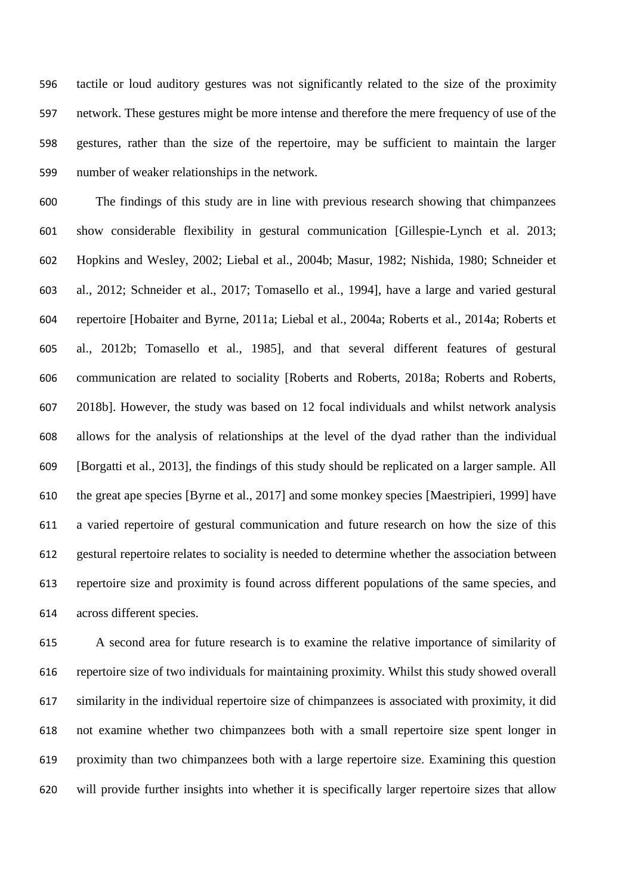tactile or loud auditory gestures was not significantly related to the size of the proximity network. These gestures might be more intense and therefore the mere frequency of use of the gestures, rather than the size of the repertoire, may be sufficient to maintain the larger number of weaker relationships in the network.

The findings of this study are in line with previous research showing that chimpanzees show considerable flexibility in gestural communication [Gillespie-Lynch et al. 2013; Hopkins and Wesley, 2002; Liebal et al., 2004b; Masur, 1982; Nishida, 1980; Schneider et al., 2012; Schneider et al., 2017; Tomasello et al., 1994], have a large and varied gestural repertoire [Hobaiter and Byrne, 2011a; Liebal et al., 2004a; Roberts et al., 2014a; Roberts et al., 2012b; Tomasello et al., 1985], and that several different features of gestural communication are related to sociality [Roberts and Roberts, 2018a; Roberts and Roberts, 2018b]. However, the study was based on 12 focal individuals and whilst network analysis allows for the analysis of relationships at the level of the dyad rather than the individual [Borgatti et al., 2013], the findings of this study should be replicated on a larger sample. All the great ape species [Byrne et al., 2017] and some monkey species [Maestripieri, 1999] have a varied repertoire of gestural communication and future research on how the size of this gestural repertoire relates to sociality is needed to determine whether the association between repertoire size and proximity is found across different populations of the same species, and across different species.

A second area for future research is to examine the relative importance of similarity of repertoire size of two individuals for maintaining proximity. Whilst this study showed overall similarity in the individual repertoire size of chimpanzees is associated with proximity, it did not examine whether two chimpanzees both with a small repertoire size spent longer in proximity than two chimpanzees both with a large repertoire size. Examining this question will provide further insights into whether it is specifically larger repertoire sizes that allow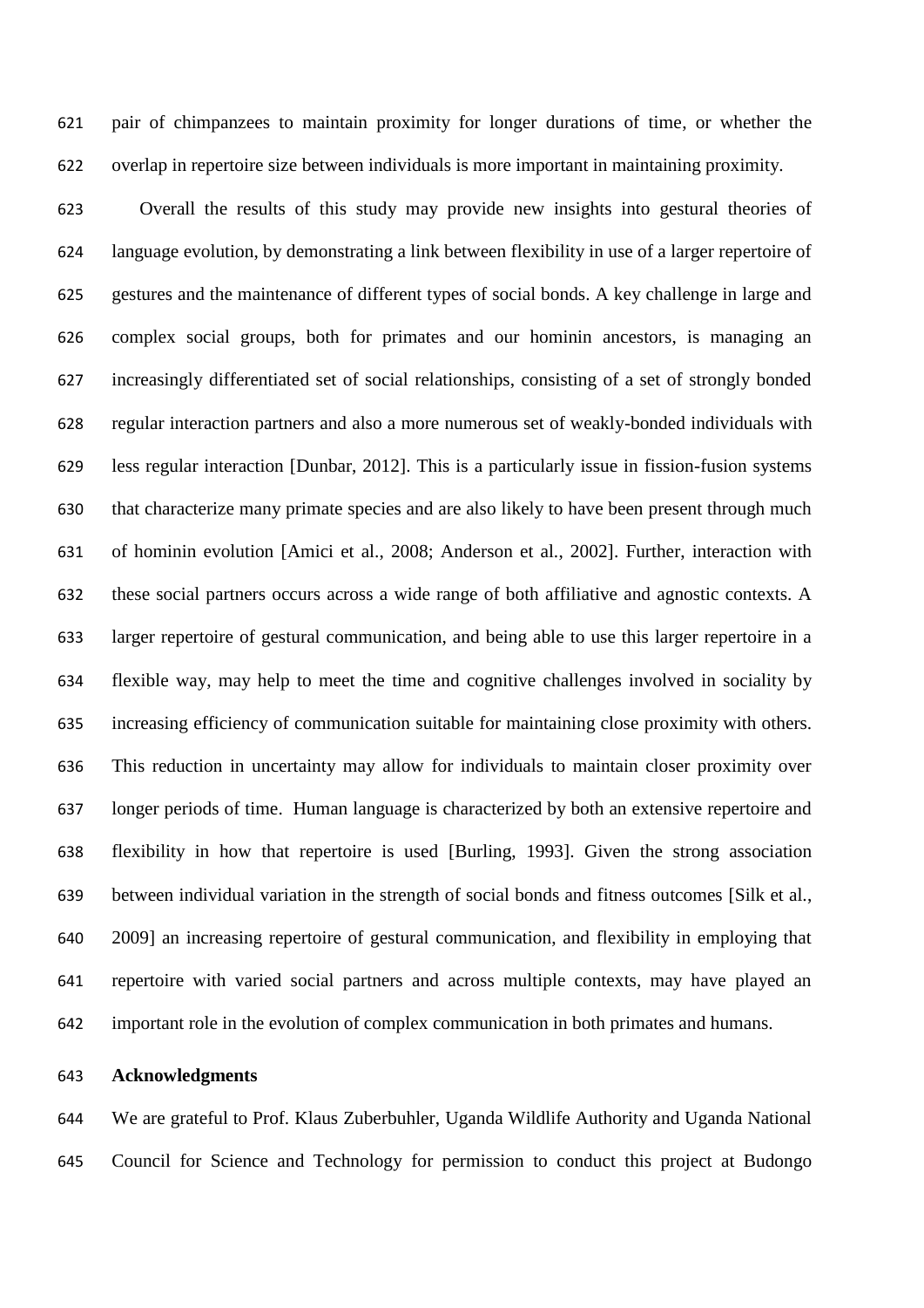pair of chimpanzees to maintain proximity for longer durations of time, or whether the overlap in repertoire size between individuals is more important in maintaining proximity.

Overall the results of this study may provide new insights into gestural theories of language evolution, by demonstrating a link between flexibility in use of a larger repertoire of gestures and the maintenance of different types of social bonds. A key challenge in large and complex social groups, both for primates and our hominin ancestors, is managing an increasingly differentiated set of social relationships, consisting of a set of strongly bonded regular interaction partners and also a more numerous set of weakly-bonded individuals with less regular interaction [Dunbar, 2012]. This is a particularly issue in fission-fusion systems that characterize many primate species and are also likely to have been present through much of hominin evolution [Amici et al., 2008; Anderson et al., 2002]. Further, interaction with these social partners occurs across a wide range of both affiliative and agnostic contexts. A larger repertoire of gestural communication, and being able to use this larger repertoire in a flexible way, may help to meet the time and cognitive challenges involved in sociality by increasing efficiency of communication suitable for maintaining close proximity with others. This reduction in uncertainty may allow for individuals to maintain closer proximity over longer periods of time. Human language is characterized by both an extensive repertoire and flexibility in how that repertoire is used [Burling, 1993]. Given the strong association between individual variation in the strength of social bonds and fitness outcomes [Silk et al., 2009] an increasing repertoire of gestural communication, and flexibility in employing that repertoire with varied social partners and across multiple contexts, may have played an important role in the evolution of complex communication in both primates and humans.

**Acknowledgments**

We are grateful to Prof. Klaus Zuberbuhler, Uganda Wildlife Authority and Uganda National Council for Science and Technology for permission to conduct this project at Budongo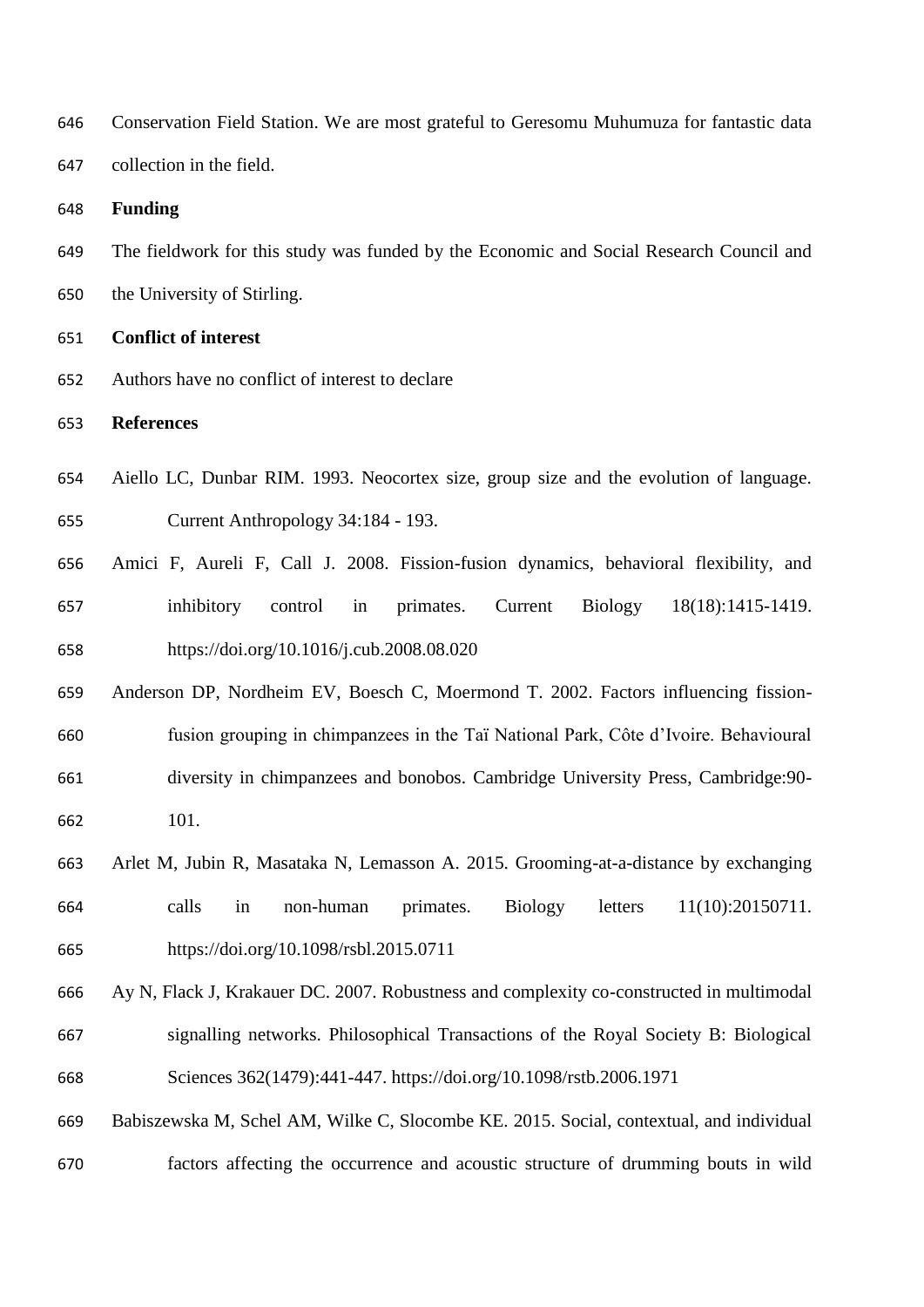Conservation Field Station. We are most grateful to Geresomu Muhumuza for fantastic data collection in the field.

**Funding**

The fieldwork for this study was funded by the Economic and Social Research Council and the University of Stirling.

**Conflict of interest**

Authors have no conflict of interest to declare

**References**

Aiello LC, Dunbar RIM. 1993. Neocortex size, group size and the evolution of language. Current Anthropology 34:184 - 193.

Amici F, Aureli F, Call J. 2008. Fission-fusion dynamics, behavioral flexibility, and inhibitory control in primates. Current Biology 18(18):1415-1419. https://doi.org/10.1016/j.cub.2008.08.020

Anderson DP, Nordheim EV, Boesch C, Moermond T. 2002. Factors influencing fission-fusion grouping in chimpanzees in the Taï National Park, Côte d'Ivoire. Behavioural diversity in chimpanzees and bonobos. Cambridge University Press, Cambridge:90-101.

Arlet M, Jubin R, Masataka N, Lemasson A. 2015. Grooming-at-a-distance by exchanging calls in non-human primates. Biology letters 11(10):20150711. https://doi.org/10.1098/rsbl.2015.0711

Ay N, Flack J, Krakauer DC. 2007. Robustness and complexity co-constructed in multimodal signalling networks. Philosophical Transactions of the Royal Society B: Biological Sciences 362(1479):441-447. https://doi.org/10.1098/rstb.2006.1971

Babiszewska M, Schel AM, Wilke C, Slocombe KE. 2015. Social, contextual, and individual factors affecting the occurrence and acoustic structure of drumming bouts in wild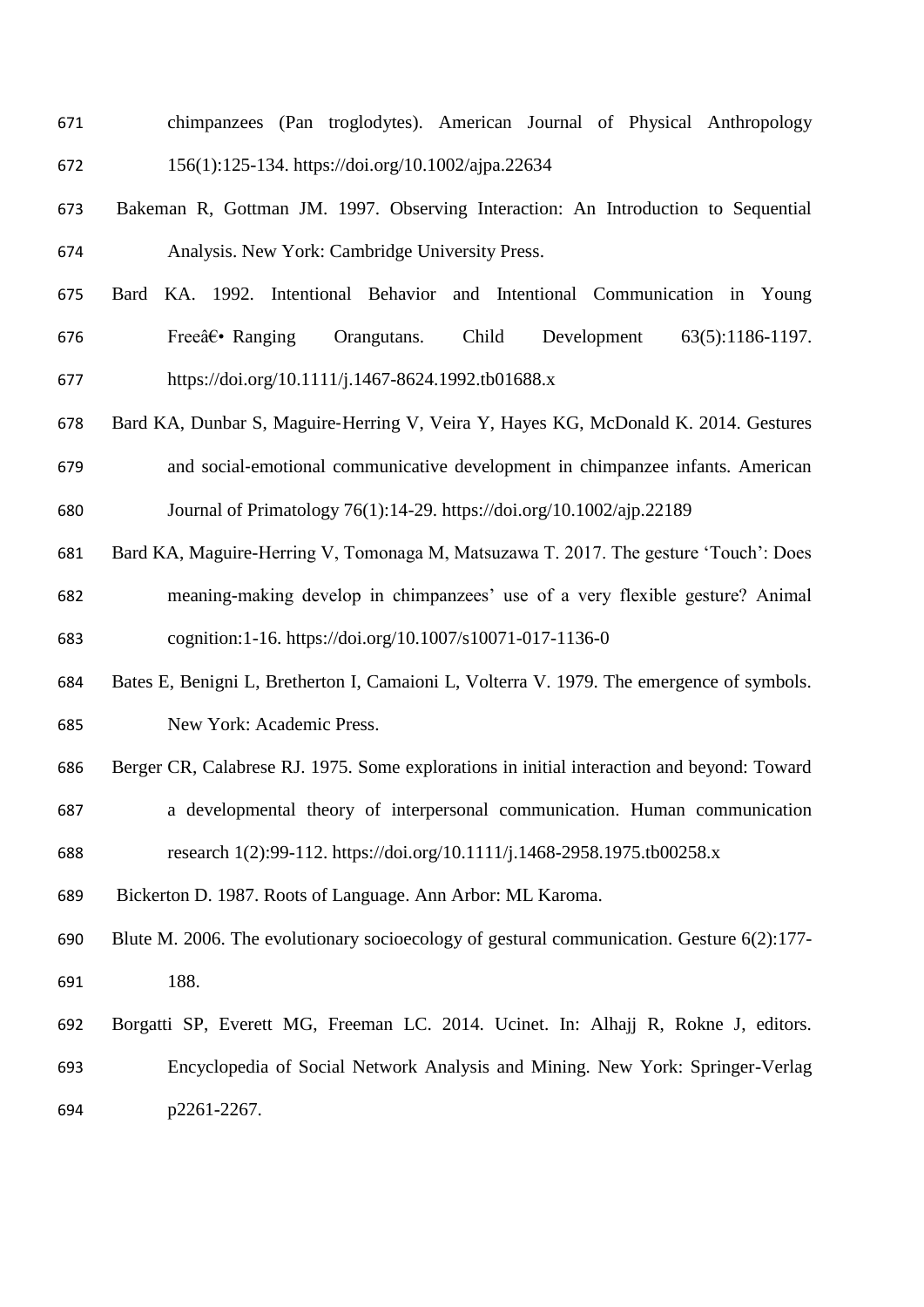chimpanzees (Pan troglodytes). American Journal of Physical Anthropology 156(1):125-134. https://doi.org/10.1002/ajpa.22634

Bakeman R, Gottman JM. 1997. Observing Interaction: An Introduction to Sequential Analysis. New York: Cambridge University Press.

Bard KA. 1992. Intentional Behavior and Intentional Communication in Young Freeâ€• Ranging Orangutans. Child Development 63(5):1186-1197. https://doi.org/10.1111/j.1467-8624.1992.tb01688.x

Bard KA, Dunbar S, Maguire-Herring V, Veira Y, Hayes KG, McDonald K. 2014. Gestures and social-emotional communicative development in chimpanzee infants. American Journal of Primatology 76(1):14-29. https://doi.org/10.1002/ajp.22189

Bard KA, Maguire-Herring V, Tomonaga M, Matsuzawa T. 2017. The gesture 'Touch': Does meaning-making develop in chimpanzees' use of a very flexible gesture? Animal cognition:1-16. https://doi.org/10.1007/s10071-017-1136-0

Bates E, Benigni L, Bretherton I, Camaioni L, Volterra V. 1979. The emergence of symbols. New York: Academic Press.

Berger CR, Calabrese RJ. 1975. Some explorations in initial interaction and beyond: Toward a developmental theory of interpersonal communication. Human communication research 1(2):99-112. https://doi.org/10.1111/j.1468-2958.1975.tb00258.x

Bickerton D. 1987. Roots of Language. Ann Arbor: ML Karoma.

Blute M. 2006. The evolutionary socioecology of gestural communication. Gesture 6(2):177-188.

Borgatti SP, Everett MG, Freeman LC. 2014. Ucinet. In: Alhajj R, Rokne J, editors. Encyclopedia of Social Network Analysis and Mining. New York: Springer-Verlag p2261-2267.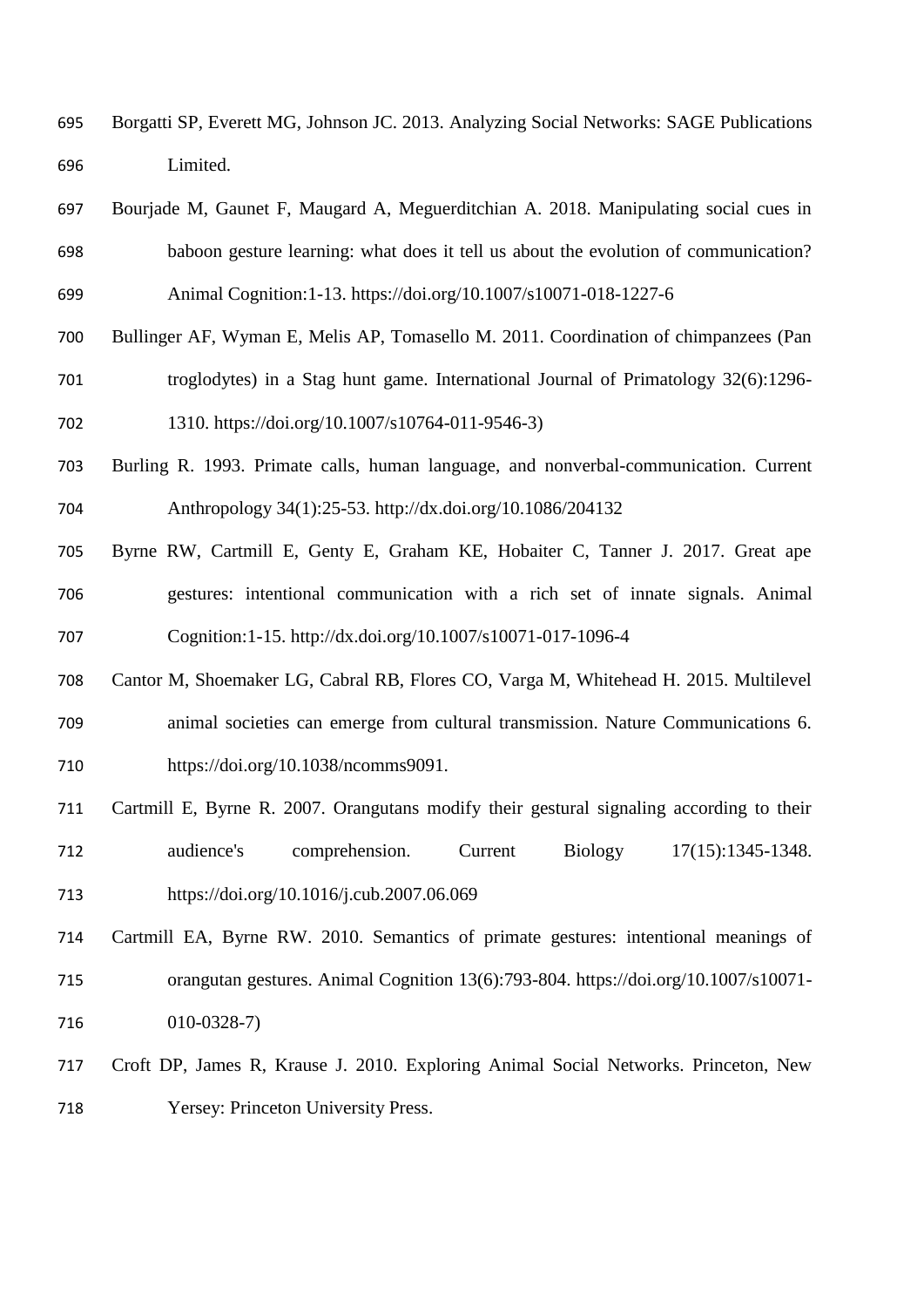Borgatti SP, Everett MG, Johnson JC. 2013. Analyzing Social Networks: SAGE Publications Limited.

Bourjade M, Gaunet F, Maugard A, Meguerditchian A. 2018. Manipulating social cues in baboon gesture learning: what does it tell us about the evolution of communication? Animal Cognition:1-13. https://doi.org/10.1007/s10071-018-1227-6

Bullinger AF, Wyman E, Melis AP, Tomasello M. 2011. Coordination of chimpanzees (Pan troglodytes) in a Stag hunt game. International Journal of Primatology 32(6):1296-1310. https://doi.org/10.1007/s10764-011-9546-3)

Burling R. 1993. Primate calls, human language, and nonverbal-communication. Current Anthropology 34(1):25-53. http://dx.doi.org/10.1086/204132

Byrne RW, Cartmill E, Genty E, Graham KE, Hobaiter C, Tanner J. 2017. Great ape gestures: intentional communication with a rich set of innate signals. Animal Cognition:1-15. http://dx.doi.org/10.1007/s10071-017-1096-4

Cantor M, Shoemaker LG, Cabral RB, Flores CO, Varga M, Whitehead H. 2015. Multilevel animal societies can emerge from cultural transmission. Nature Communications 6. https://doi.org/10.1038/ncomms9091.

Cartmill E, Byrne R. 2007. Orangutans modify their gestural signaling according to their audience's comprehension. Current Biology 17(15):1345-1348. https://doi.org/10.1016/j.cub.2007.06.069

Cartmill EA, Byrne RW. 2010. Semantics of primate gestures: intentional meanings of orangutan gestures. Animal Cognition 13(6):793-804. https://doi.org/10.1007/s10071-010-0328-7)

Croft DP, James R, Krause J. 2010. Exploring Animal Social Networks. Princeton, New Yersey: Princeton University Press.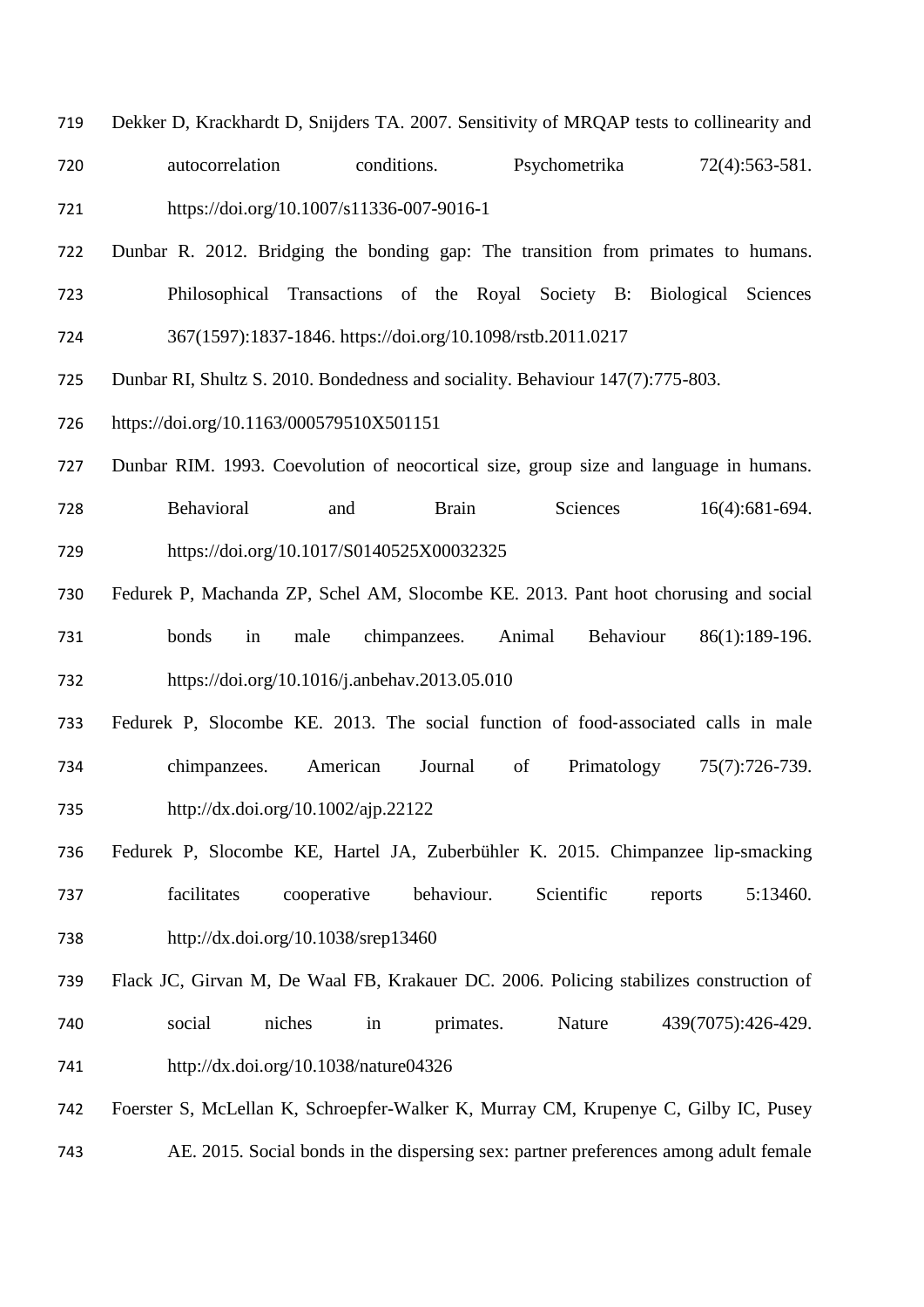Dekker D, Krackhardt D, Snijders TA. 2007. Sensitivity of MRQAP tests to collinearity and autocorrelation conditions. Psychometrika 72(4):563-581. https://doi.org/10.1007/s11336-007-9016-1

Dunbar R. 2012. Bridging the bonding gap: The transition from primates to humans. Philosophical Transactions of the Royal Society B: Biological Sciences 367(1597):1837-1846. https://doi.org/10.1098/rstb.2011.0217

Dunbar RI, Shultz S. 2010. Bondedness and sociality. Behaviour 147(7):775-803. https://doi.org/10.1163/000579510X501151

Dunbar RIM. 1993. Coevolution of neocortical size, group size and language in humans. Behavioral and Brain Sciences 16(4):681-694. https://doi.org/10.1017/S0140525X00032325

Fedurek P, Machanda ZP, Schel AM, Slocombe KE. 2013. Pant hoot chorusing and social bonds in male chimpanzees. Animal Behaviour 86(1):189-196. https://doi.org/10.1016/j.anbehav.2013.05.010

Fedurek P, Slocombe KE. 2013. The social function of food‐associated calls in male chimpanzees. American Journal of Primatology 75(7):726-739. http://dx.doi.org/10.1002/ajp.22122

Fedurek P, Slocombe KE, Hartel JA, Zuberbühler K. 2015. Chimpanzee lip-smacking facilitates cooperative behaviour. Scientific reports 5:13460. http://dx.doi.org/10.1038/srep13460

Flack JC, Girvan M, De Waal FB, Krakauer DC. 2006. Policing stabilizes construction of social niches in primates. Nature 439(7075):426-429. http://dx.doi.org/10.1038/nature04326

Foerster S, McLellan K, Schroepfer-Walker K, Murray CM, Krupenye C, Gilby IC, Pusey AE. 2015. Social bonds in the dispersing sex: partner preferences among adult female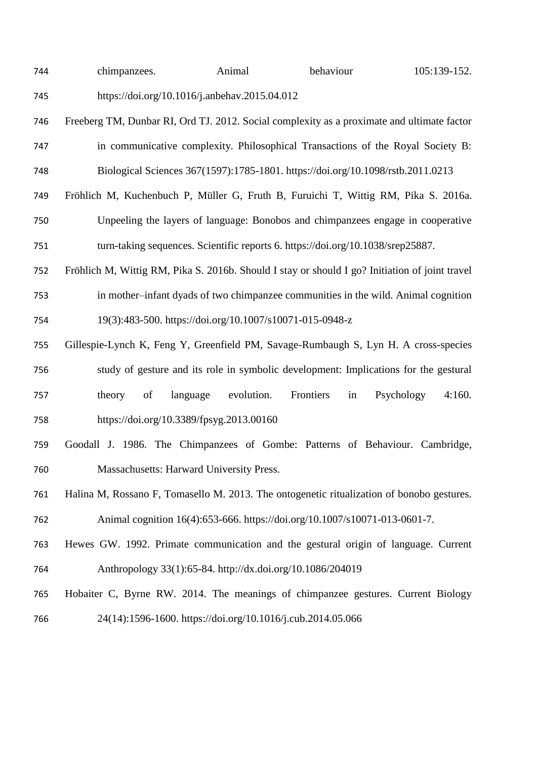chimpanzees. Animal behaviour 105:139-152. https://doi.org/10.1016/j.anbehav.2015.04.012

Freeberg TM, Dunbar RI, Ord TJ. 2012. Social complexity as a proximate and ultimate factor in communicative complexity. Philosophical Transactions of the Royal Society B: Biological Sciences 367(1597):1785-1801. https://doi.org/10.1098/rstb.2011.0213

Fröhlich M, Kuchenbuch P, Müller G, Fruth B, Furuichi T, Wittig RM, Pika S. 2016a. Unpeeling the layers of language: Bonobos and chimpanzees engage in cooperative turn-taking sequences. Scientific reports 6. https://doi.org/10.1038/srep25887.

Fröhlich M, Wittig RM, Pika S. 2016b. Should I stay or should I go? Initiation of joint travel in mother–infant dyads of two chimpanzee communities in the wild. Animal cognition 19(3):483-500. https://doi.org/10.1007/s10071-015-0948-z

Gillespie-Lynch K, Feng Y, Greenfield PM, Savage-Rumbaugh S, Lyn H. A cross-species study of gesture and its role in symbolic development: Implications for the gestural theory of language evolution. Frontiers in Psychology 4:160. https://doi.org/10.3389/fpsyg.2013.00160

Goodall J. 1986. The Chimpanzees of Gombe: Patterns of Behaviour. Cambridge, Massachusetts: Harward University Press.

Halina M, Rossano F, Tomasello M. 2013. The ontogenetic ritualization of bonobo gestures. Animal cognition 16(4):653-666. https://doi.org/10.1007/s10071-013-0601-7.

Hewes GW. 1992. Primate communication and the gestural origin of language. Current Anthropology 33(1):65-84. http://dx.doi.org/10.1086/204019

Hobaiter C, Byrne RW. 2014. The meanings of chimpanzee gestures. Current Biology 24(14):1596-1600. https://doi.org/10.1016/j.cub.2014.05.066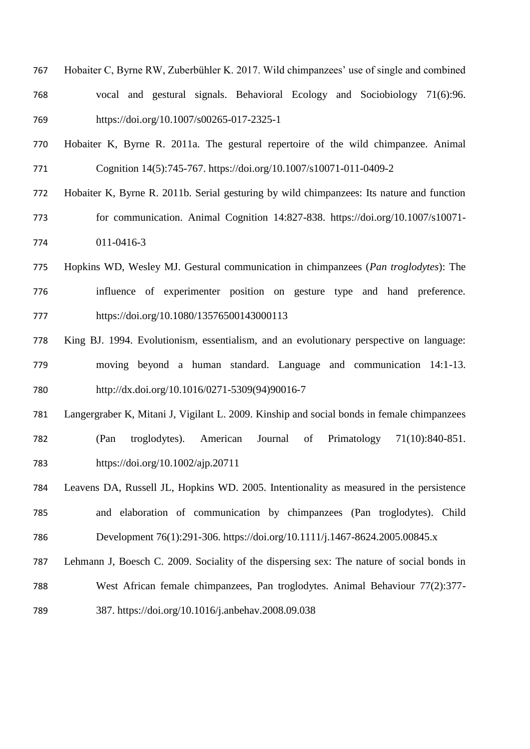Hobaiter C, Byrne RW, Zuberbühler K. 2017. Wild chimpanzees' use of single and combined vocal and gestural signals. Behavioral Ecology and Sociobiology 71(6):96. https://doi.org/10.1007/s00265-017-2325-1

Hobaiter K, Byrne R. 2011a. The gestural repertoire of the wild chimpanzee. Animal Cognition 14(5):745-767. https://doi.org/10.1007/s10071-011-0409-2

Hobaiter K, Byrne R. 2011b. Serial gesturing by wild chimpanzees: Its nature and function for communication. Animal Cognition 14:827-838. https://doi.org/10.1007/s10071-011-0416-3

Hopkins WD, Wesley MJ. Gestural communication in chimpanzees (*Pan troglodytes*): The influence of experimenter position on gesture type and hand preference. https://doi.org/10.1080/13576500143000113

King BJ. 1994. Evolutionism, essentialism, and an evolutionary perspective on language: moving beyond a human standard. Language and communication 14:1-13. http://dx.doi.org/10.1016/0271-5309(94)90016-7

Langergraber K, Mitani J, Vigilant L. 2009. Kinship and social bonds in female chimpanzees (Pan troglodytes). American Journal of Primatology 71(10):840-851. https://doi.org/10.1002/ajp.20711

Leavens DA, Russell JL, Hopkins WD. 2005. Intentionality as measured in the persistence and elaboration of communication by chimpanzees (Pan troglodytes). Child Development 76(1):291-306. https://doi.org/10.1111/j.1467-8624.2005.00845.x

Lehmann J, Boesch C. 2009. Sociality of the dispersing sex: The nature of social bonds in West African female chimpanzees, Pan troglodytes. Animal Behaviour 77(2):377-387. https://doi.org/10.1016/j.anbehav.2008.09.038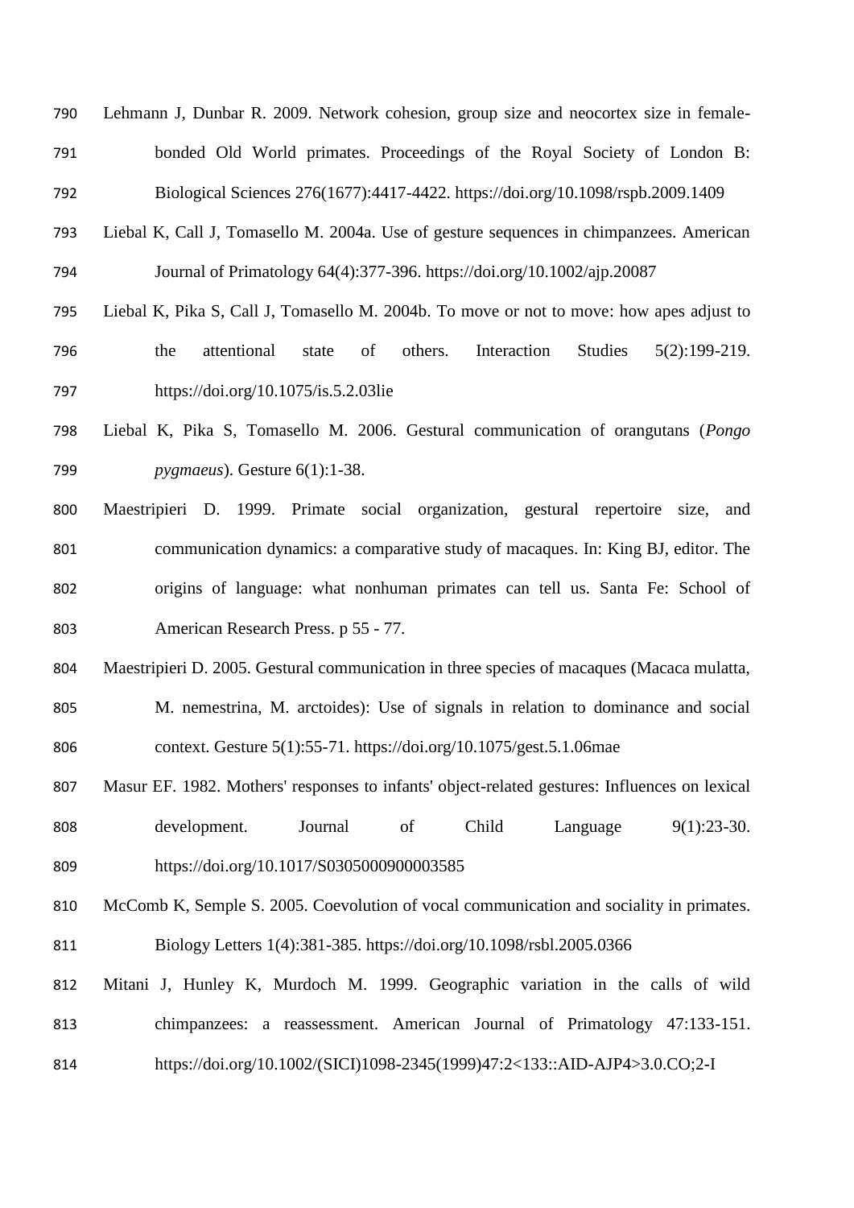Lehmann J, Dunbar R. 2009. Network cohesion, group size and neocortex size in female-bonded Old World primates. Proceedings of the Royal Society of London B: Biological Sciences 276(1677):4417-4422. https://doi.org/10.1098/rspb.2009.1409

Liebal K, Call J, Tomasello M. 2004a. Use of gesture sequences in chimpanzees. American Journal of Primatology 64(4):377-396. https://doi.org/10.1002/ajp.20087

Liebal K, Pika S, Call J, Tomasello M. 2004b. To move or not to move: how apes adjust to the attentional state of others. Interaction Studies 5(2):199-219. https://doi.org/10.1075/is.5.2.03lie

Liebal K, Pika S, Tomasello M. 2006. Gestural communication of orangutans (*Pongo pygmaeus*). Gesture 6(1):1-38.

Maestripieri D. 1999. Primate social organization, gestural repertoire size, and communication dynamics: a comparative study of macaques. In: King BJ, editor. The origins of language: what nonhuman primates can tell us. Santa Fe: School of American Research Press. p 55 - 77.

Maestripieri D. 2005. Gestural communication in three species of macaques (Macaca mulatta, M. nemestrina, M. arctoides): Use of signals in relation to dominance and social context. Gesture 5(1):55-71. https://doi.org/10.1075/gest.5.1.06mae

Masur EF. 1982. Mothers' responses to infants' object-related gestures: Influences on lexical development. Journal of Child Language 9(1):23-30. https://doi.org/10.1017/S0305000900003585

McComb K, Semple S. 2005. Coevolution of vocal communication and sociality in primates. Biology Letters 1(4):381-385. https://doi.org/10.1098/rsbl.2005.0366

Mitani J, Hunley K, Murdoch M. 1999. Geographic variation in the calls of wild chimpanzees: a reassessment. American Journal of Primatology 47:133-151. https://doi.org/10.1002/(SICI)1098-2345(1999)47:2<133::AID-AJP4>3.0.CO;2-I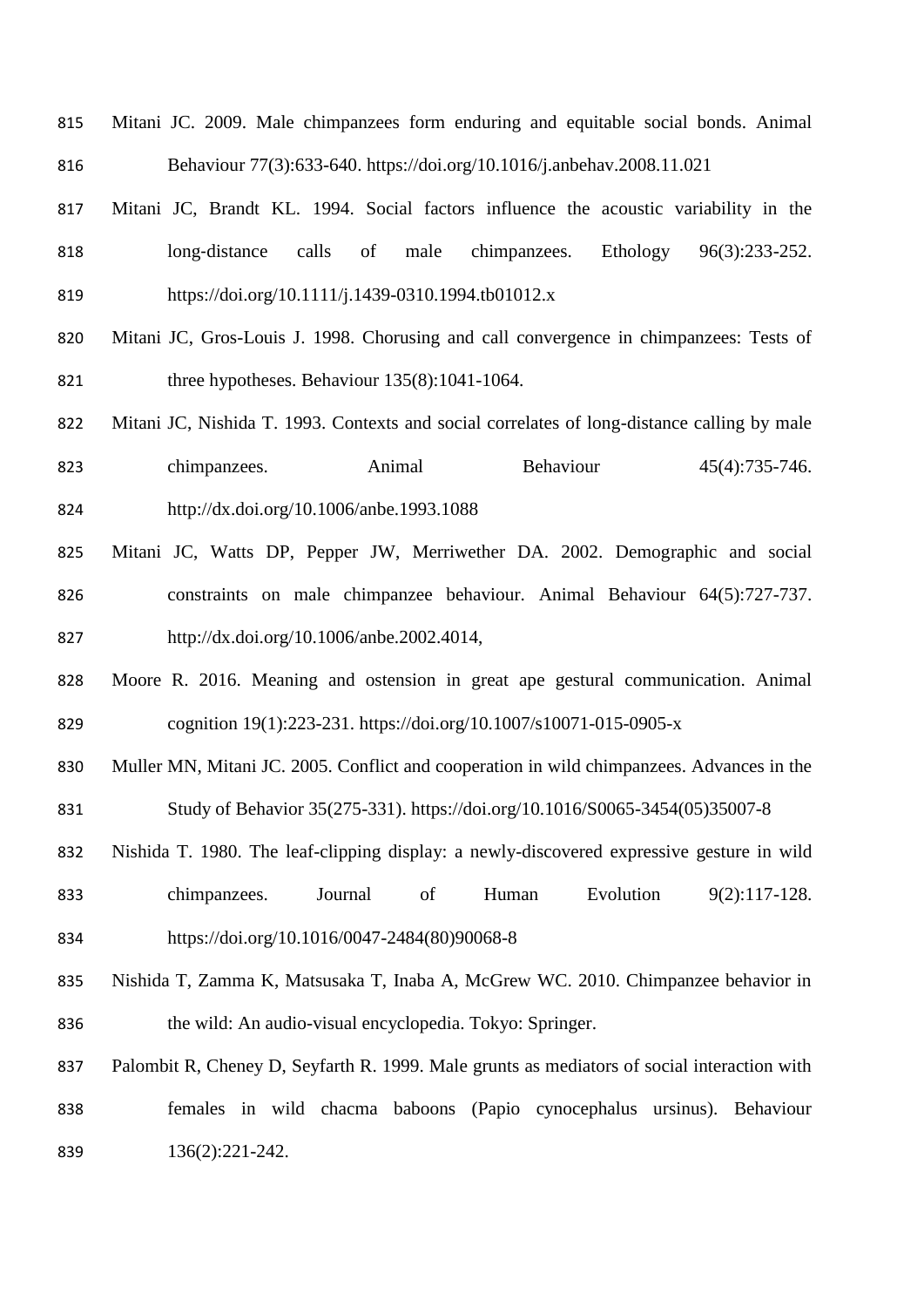Mitani JC. 2009. Male chimpanzees form enduring and equitable social bonds. Animal Behaviour 77(3):633-640. https://doi.org/10.1016/j.anbehav.2008.11.021

Mitani JC, Brandt KL. 1994. Social factors influence the acoustic variability in the long-distance calls of male chimpanzees. Ethology 96(3):233-252. https://doi.org/10.1111/j.1439-0310.1994.tb01012.x

Mitani JC, Gros-Louis J. 1998. Chorusing and call convergence in chimpanzees: Tests of three hypotheses. Behaviour 135(8):1041-1064.

Mitani JC, Nishida T. 1993. Contexts and social correlates of long-distance calling by male chimpanzees. Animal Behaviour 45(4):735-746. http://dx.doi.org/10.1006/anbe.1993.1088

Mitani JC, Watts DP, Pepper JW, Merriwether DA. 2002. Demographic and social constraints on male chimpanzee behaviour. Animal Behaviour 64(5):727-737. http://dx.doi.org/10.1006/anbe.2002.4014,

Moore R. 2016. Meaning and ostension in great ape gestural communication. Animal cognition 19(1):223-231. https://doi.org/10.1007/s10071-015-0905-x

Muller MN, Mitani JC. 2005. Conflict and cooperation in wild chimpanzees. Advances in the Study of Behavior 35(275-331). https://doi.org/10.1016/S0065-3454(05)35007-8

Nishida T. 1980. The leaf-clipping display: a newly-discovered expressive gesture in wild chimpanzees. Journal of Human Evolution 9(2):117-128. https://doi.org/10.1016/0047-2484(80)90068-8

Nishida T, Zamma K, Matsusaka T, Inaba A, McGrew WC. 2010. Chimpanzee behavior in the wild: An audio-visual encyclopedia. Tokyo: Springer.

Palombit R, Cheney D, Seyfarth R. 1999. Male grunts as mediators of social interaction with females in wild chacma baboons (Papio cynocephalus ursinus). Behaviour 136(2):221-242.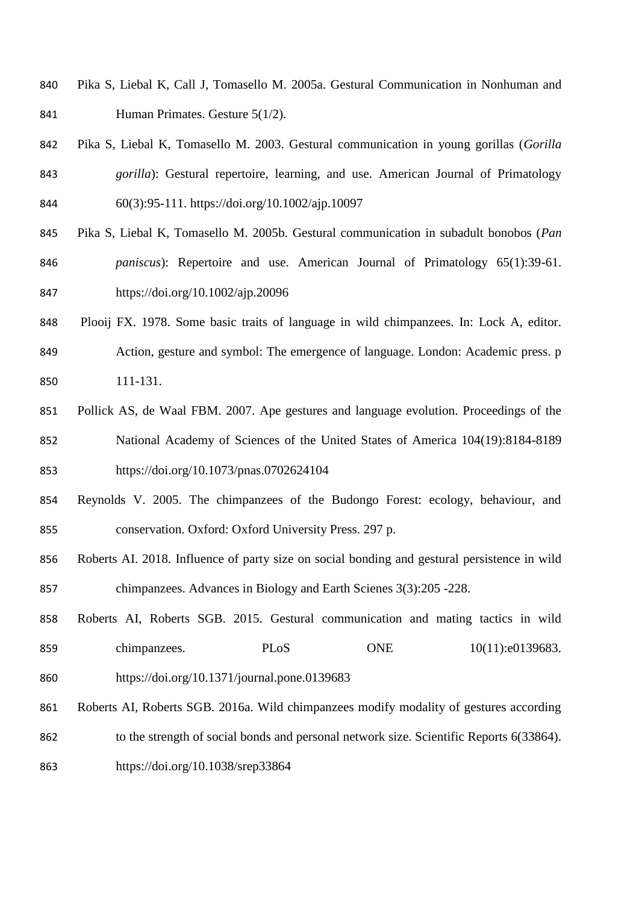Pika S, Liebal K, Call J, Tomasello M. 2005a. Gestural Communication in Nonhuman and Human Primates. Gesture 5(1/2).

Pika S, Liebal K, Tomasello M. 2003. Gestural communication in young gorillas (*Gorilla gorilla*): Gestural repertoire, learning, and use. American Journal of Primatology 60(3):95-111. https://doi.org/10.1002/ajp.10097

Pika S, Liebal K, Tomasello M. 2005b. Gestural communication in subadult bonobos (*Pan paniscus*): Repertoire and use. American Journal of Primatology 65(1):39-61. https://doi.org/10.1002/ajp.20096

Plooij FX. 1978. Some basic traits of language in wild chimpanzees. In: Lock A, editor. Action, gesture and symbol: The emergence of language. London: Academic press. p 111-131.

Pollick AS, de Waal FBM. 2007. Ape gestures and language evolution. Proceedings of the National Academy of Sciences of the United States of America 104(19):8184-8189 https://doi.org/10.1073/pnas.0702624104

Reynolds V. 2005. The chimpanzees of the Budongo Forest: ecology, behaviour, and conservation. Oxford: Oxford University Press. 297 p.

Roberts AI. 2018. Influence of party size on social bonding and gestural persistence in wild chimpanzees. Advances in Biology and Earth Scienes 3(3):205 -228.

Roberts AI, Roberts SGB. 2015. Gestural communication and mating tactics in wild chimpanzees. PLoS ONE 10(11):e0139683. https://doi.org/10.1371/journal.pone.0139683

Roberts AI, Roberts SGB. 2016a. Wild chimpanzees modify modality of gestures according to the strength of social bonds and personal network size. Scientific Reports 6(33864). https://doi.org/10.1038/srep33864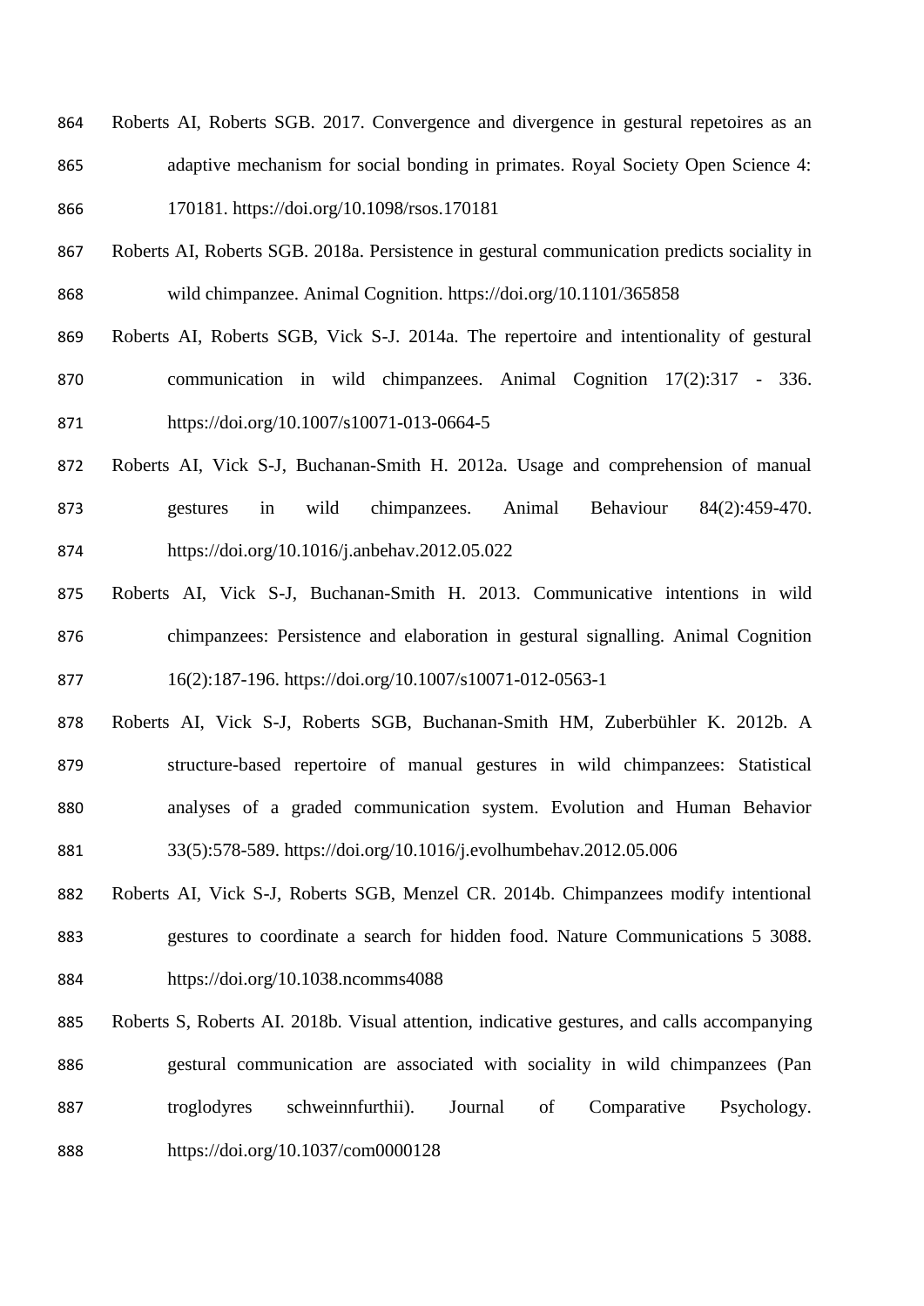Roberts AI, Roberts SGB. 2017. Convergence and divergence in gestural repetoires as an adaptive mechanism for social bonding in primates. Royal Society Open Science 4: 170181. https://doi.org/10.1098/rsos.170181

Roberts AI, Roberts SGB. 2018a. Persistence in gestural communication predicts sociality in wild chimpanzee. Animal Cognition. https://doi.org/10.1101/365858

Roberts AI, Roberts SGB, Vick S-J. 2014a. The repertoire and intentionality of gestural communication in wild chimpanzees. Animal Cognition 17(2):317 - 336. https://doi.org/10.1007/s10071-013-0664-5

Roberts AI, Vick S-J, Buchanan-Smith H. 2012a. Usage and comprehension of manual gestures in wild chimpanzees. Animal Behaviour 84(2):459-470. https://doi.org/10.1016/j.anbehav.2012.05.022

Roberts AI, Vick S-J, Buchanan-Smith H. 2013. Communicative intentions in wild chimpanzees: Persistence and elaboration in gestural signalling. Animal Cognition 16(2):187-196. https://doi.org/10.1007/s10071-012-0563-1

Roberts AI, Vick S-J, Roberts SGB, Buchanan-Smith HM, Zuberbühler K. 2012b. A structure-based repertoire of manual gestures in wild chimpanzees: Statistical analyses of a graded communication system. Evolution and Human Behavior 33(5):578-589. https://doi.org/10.1016/j.evolhumbehav.2012.05.006

Roberts AI, Vick S-J, Roberts SGB, Menzel CR. 2014b. Chimpanzees modify intentional gestures to coordinate a search for hidden food. Nature Communications 5 3088. https://doi.org/10.1038.ncomms4088

Roberts S, Roberts AI. 2018b. Visual attention, indicative gestures, and calls accompanying gestural communication are associated with sociality in wild chimpanzees (Pan troglodyres schweinnfurthii). Journal of Comparative Psychology. https://doi.org/10.1037/com0000128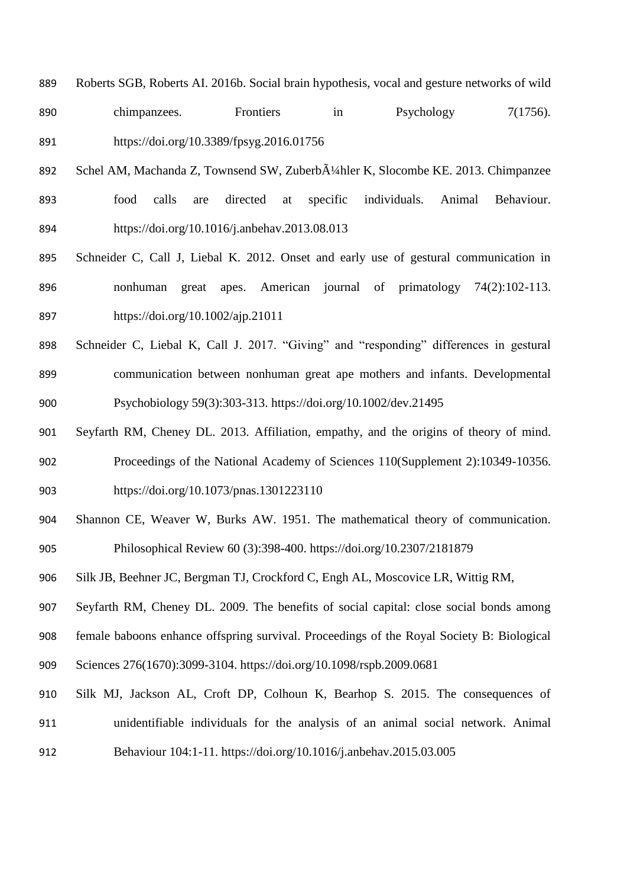Roberts SGB, Roberts AI. 2016b. Social brain hypothesis, vocal and gesture networks of wild chimpanzees. Frontiers in Psychology 7(1756). https://doi.org/10.3389/fpsyg.2016.01756

Schel AM, Machanda Z, Townsend SW, ZuberbÃ¼hler K, Slocombe KE. 2013. Chimpanzee food calls are directed at specific individuals. Animal Behaviour. https://doi.org/10.1016/j.anbehav.2013.08.013

Schneider C, Call J, Liebal K. 2012. Onset and early use of gestural communication in nonhuman great apes. American journal of primatology 74(2):102-113. https://doi.org/10.1002/ajp.21011

Schneider C, Liebal K, Call J. 2017. "Giving" and "responding" differences in gestural communication between nonhuman great ape mothers and infants. Developmental Psychobiology 59(3):303-313. https://doi.org/10.1002/dev.21495

Seyfarth RM, Cheney DL. 2013. Affiliation, empathy, and the origins of theory of mind. Proceedings of the National Academy of Sciences 110(Supplement 2):10349-10356. https://doi.org/10.1073/pnas.1301223110

Shannon CE, Weaver W, Burks AW. 1951. The mathematical theory of communication. Philosophical Review 60 (3):398-400. https://doi.org/10.2307/2181879

Silk JB, Beehner JC, Bergman TJ, Crockford C, Engh AL, Moscovice LR, Wittig RM, Seyfarth RM, Cheney DL. 2009. The benefits of social capital: close social bonds among female baboons enhance offspring survival. Proceedings of the Royal Society B: Biological Sciences 276(1670):3099-3104. https://doi.org/10.1098/rspb.2009.0681

Silk MJ, Jackson AL, Croft DP, Colhoun K, Bearhop S. 2015. The consequences of unidentifiable individuals for the analysis of an animal social network. Animal Behaviour 104:1-11. https://doi.org/10.1016/j.anbehav.2015.03.005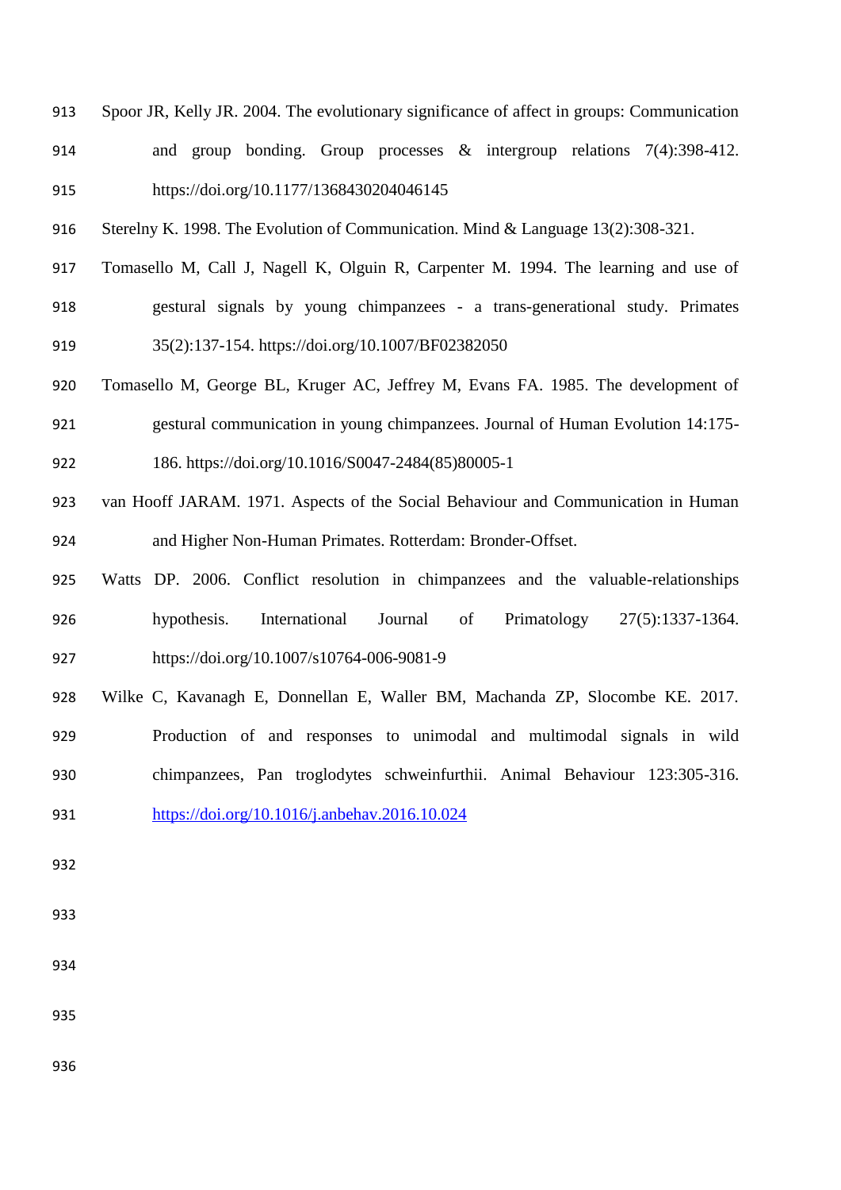Spoor JR, Kelly JR. 2004. The evolutionary significance of affect in groups: Communication and group bonding. Group processes & intergroup relations 7(4):398-412. https://doi.org/10.1177/1368430204046145

Sterelny K. 1998. The Evolution of Communication. Mind & Language 13(2):308-321.

Tomasello M, Call J, Nagell K, Olguin R, Carpenter M. 1994. The learning and use of gestural signals by young chimpanzees - a trans-generational study. Primates 35(2):137-154. https://doi.org/10.1007/BF02382050

Tomasello M, George BL, Kruger AC, Jeffrey M, Evans FA. 1985. The development of gestural communication in young chimpanzees. Journal of Human Evolution 14:175-186. https://doi.org/10.1016/S0047-2484(85)80005-1

van Hooff JARAM. 1971. Aspects of the Social Behaviour and Communication in Human and Higher Non-Human Primates. Rotterdam: Bronder-Offset.

Watts DP. 2006. Conflict resolution in chimpanzees and the valuable-relationships hypothesis. International Journal of Primatology 27(5):1337-1364. https://doi.org/10.1007/s10764-006-9081-9

Wilke C, Kavanagh E, Donnellan E, Waller BM, Machanda ZP, Slocombe KE. 2017. Production of and responses to unimodal and multimodal signals in wild chimpanzees, Pan troglodytes schweinfurthii. Animal Behaviour 123:305-316. https://doi.org/10.1016/j.anbehav.2016.10.024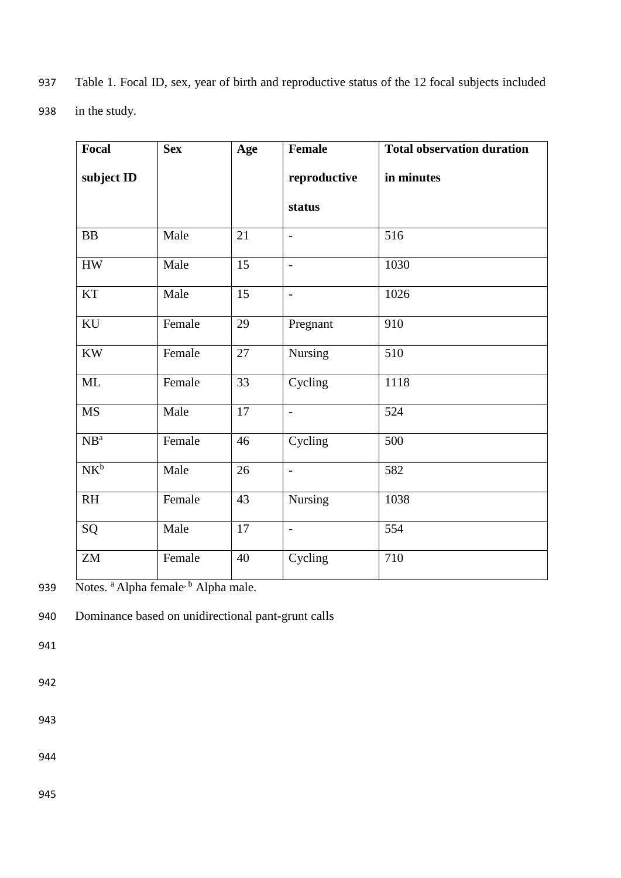Table 1. Focal ID, sex, year of birth and reproductive status of the 12 focal subjects included in the study.

| Focal subject ID | Sex | Age | Female reproductive status | Total observation duration in minutes |
|---|---|---|---|---|
| BB | Male | 21 | - | 516 |
| HW | Male | 15 | - | 1030 |
| KT | Male | 15 | - | 1026 |
| KU | Female | 29 | Pregnant | 910 |
| KW | Female | 27 | Nursing | 510 |
| ML | Female | 33 | Cycling | 1118 |
| MS | Male | 17 | - | 524 |
| NB[a] | Female | 46 | Cycling | 500 |
| NK[b] | Male | 26 | - | 582 |
| RH | Female | 43 | Nursing | 1038 |
| SQ | Male | 17 | - | 554 |
| ZM | Female | 40 | Cycling | 710 |

Notes. [a] Alpha female, [b] Alpha male.

Dominance based on unidirectional pant-grunt calls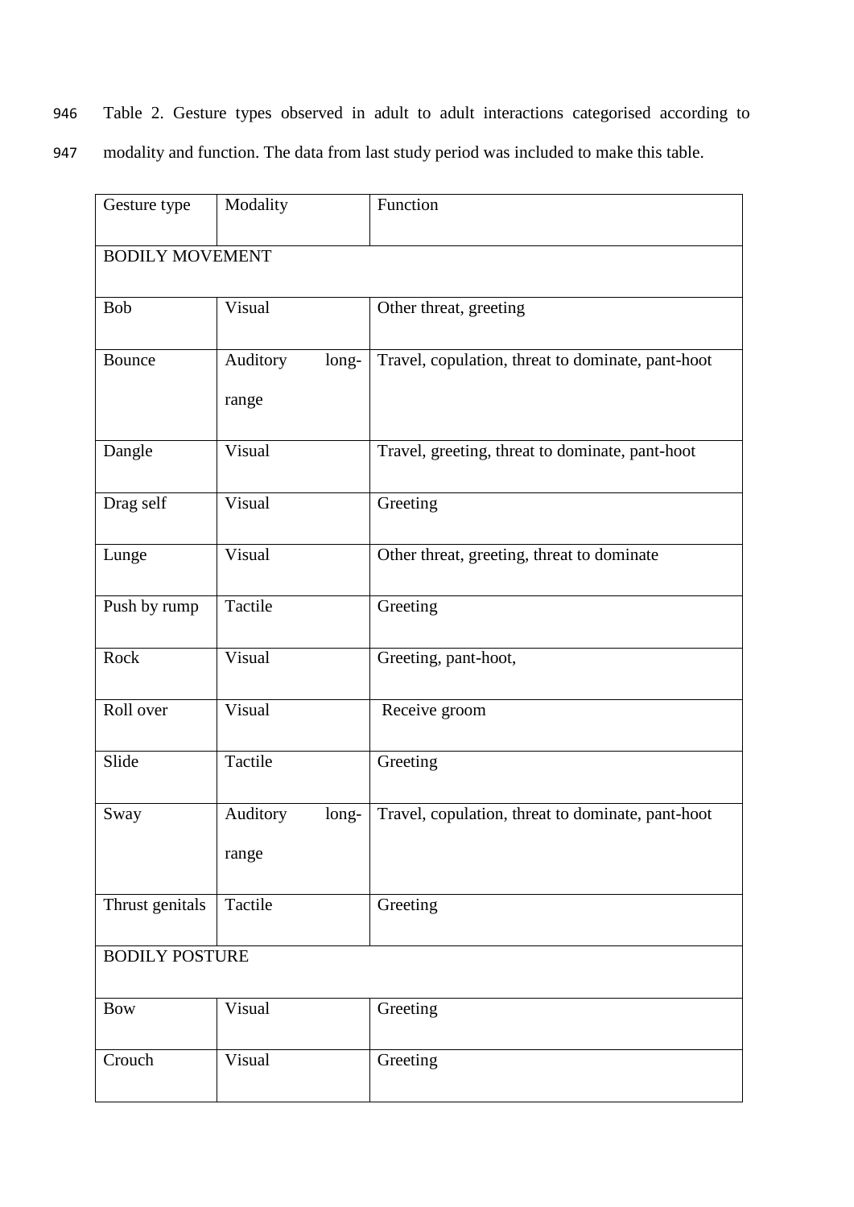Table 2. Gesture types observed in adult to adult interactions categorised according to modality and function. The data from last study period was included to make this table.

| Gesture type | Modality | Function |
| --- | --- | --- |
| BODILY MOVEMENT | | |
| Bob | Visual | Other threat, greeting |
| Bounce | Auditory long-range | Travel, copulation, threat to dominate, pant-hoot |
| Dangle | Visual | Travel, greeting, threat to dominate, pant-hoot |
| Drag self | Visual | Greeting |
| Lunge | Visual | Other threat, greeting, threat to dominate |
| Push by rump | Tactile | Greeting |
| Rock | Visual | Greeting, pant-hoot, |
| Roll over | Visual | Receive groom |
| Slide | Tactile | Greeting |
| Sway | Auditory long-range | Travel, copulation, threat to dominate, pant-hoot |
| Thrust genitals | Tactile | Greeting |
| BODILY POSTURE | | |
| Bow | Visual | Greeting |
| Crouch | Visual | Greeting |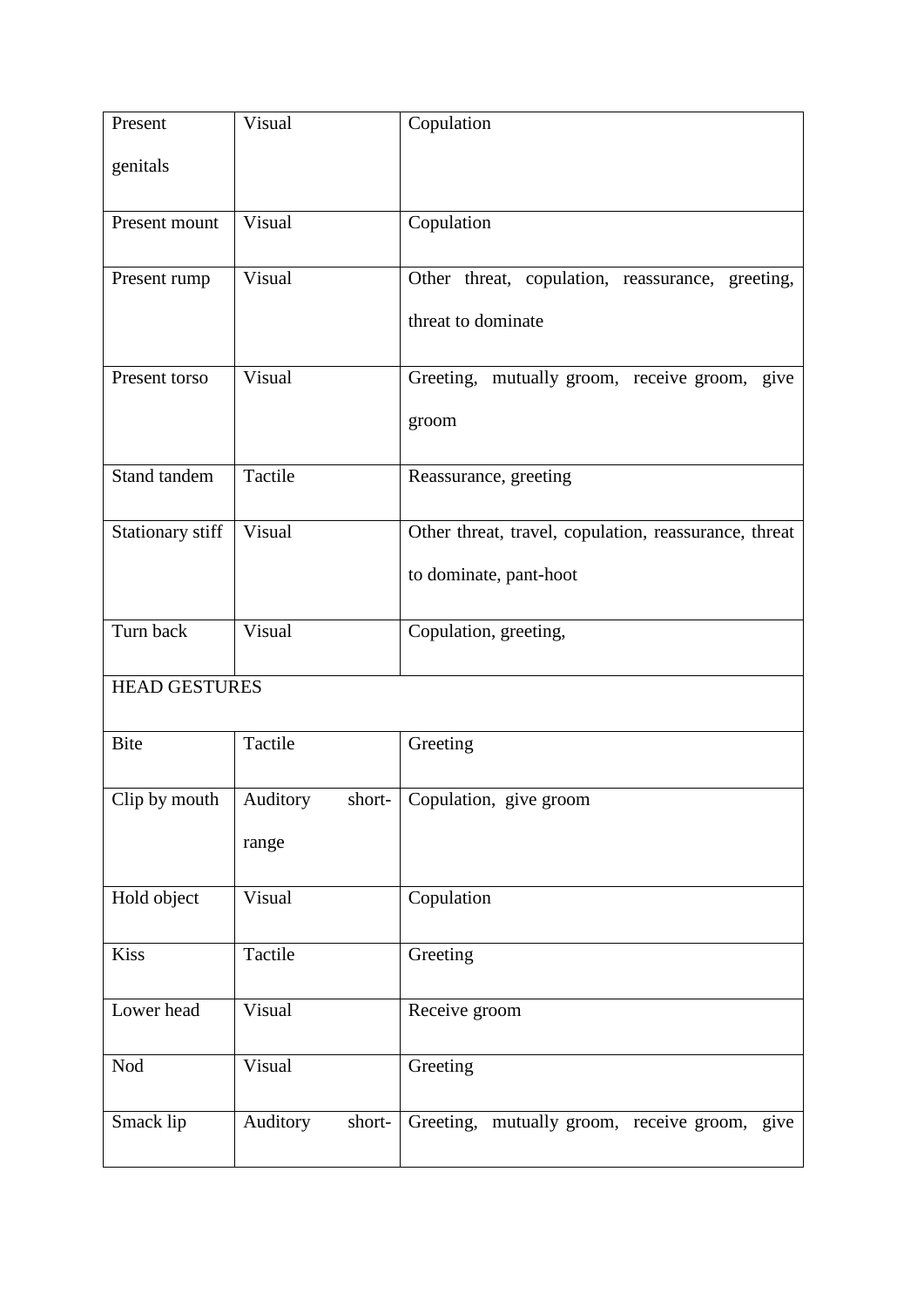| Present genitals | Visual | Copulation |
|---|---|---|
| Present mount | Visual | Copulation |
| Present rump | Visual | Other threat, copulation, reassurance, greeting, threat to dominate |
| Present torso | Visual | Greeting, mutually groom, receive groom, give groom |
| Stand tandem | Tactile | Reassurance, greeting |
| Stationary stiff | Visual | Other threat, travel, copulation, reassurance, threat to dominate, pant-hoot |
| Turn back | Visual | Copulation, greeting, |
| HEAD GESTURES | | |
| Bite | Tactile | Greeting |
| Clip by mouth | Auditory short-range | Copulation, give groom |
| Hold object | Visual | Copulation |
| Kiss | Tactile | Greeting |
| Lower head | Visual | Receive groom |
| Nod | Visual | Greeting |
| Smack lip | Auditory short- | Greeting, mutually groom, receive groom, give |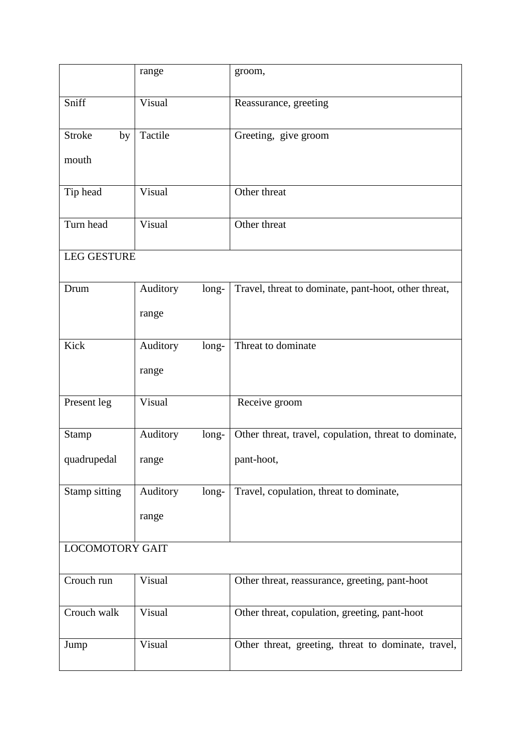|  | range | groom, |
|---|---|---|
| Sniff | Visual | Reassurance, greeting |
| Stroke by mouth | Tactile | Greeting, give groom |
| Tip head | Visual | Other threat |
| Turn head | Visual | Other threat |
| LEG GESTURE | | |
| Drum | Auditory long-range | Travel, threat to dominate, pant-hoot, other threat, |
| Kick | Auditory long-range | Threat to dominate |
| Present leg | Visual | Receive groom |
| Stamp quadrupedal | Auditory long-range | Other threat, travel, copulation, threat to dominate, pant-hoot, |
| Stamp sitting | Auditory long-range | Travel, copulation, threat to dominate, |
| LOCOMOTORY GAIT | | |
| Crouch run | Visual | Other threat, reassurance, greeting, pant-hoot |
| Crouch walk | Visual | Other threat, copulation, greeting, pant-hoot |
| Jump | Visual | Other threat, greeting, threat to dominate, travel, |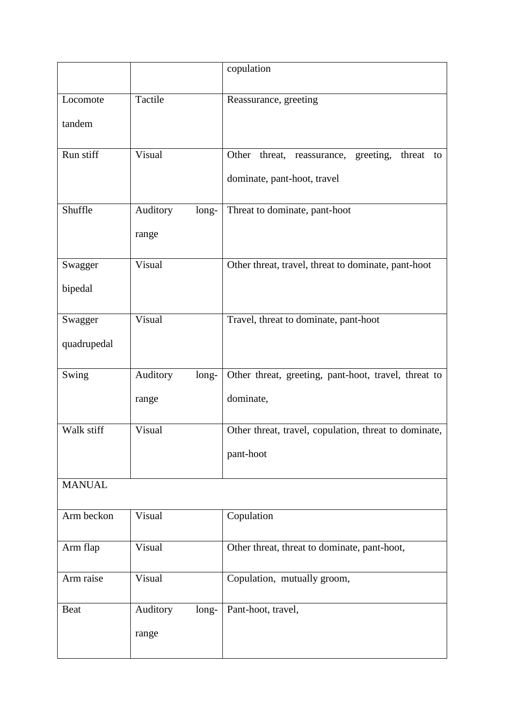| | | copulation |
|---|---|---|
| Locomote tandem | Tactile | Reassurance, greeting |
| Run stiff | Visual | Other threat, reassurance, greeting, threat to dominate, pant-hoot, travel |
| Shuffle | Auditory long-range | Threat to dominate, pant-hoot |
| Swagger bipedal | Visual | Other threat, travel, threat to dominate, pant-hoot |
| Swagger quadrupedal | Visual | Travel, threat to dominate, pant-hoot |
| Swing | Auditory long-range | Other threat, greeting, pant-hoot, travel, threat to dominate, |
| Walk stiff | Visual | Other threat, travel, copulation, threat to dominate, pant-hoot |
| MANUAL | | |
| Arm beckon | Visual | Copulation |
| Arm flap | Visual | Other threat, threat to dominate, pant-hoot, |
| Arm raise | Visual | Copulation, mutually groom, |
| Beat | Auditory long-range | Pant-hoot, travel, |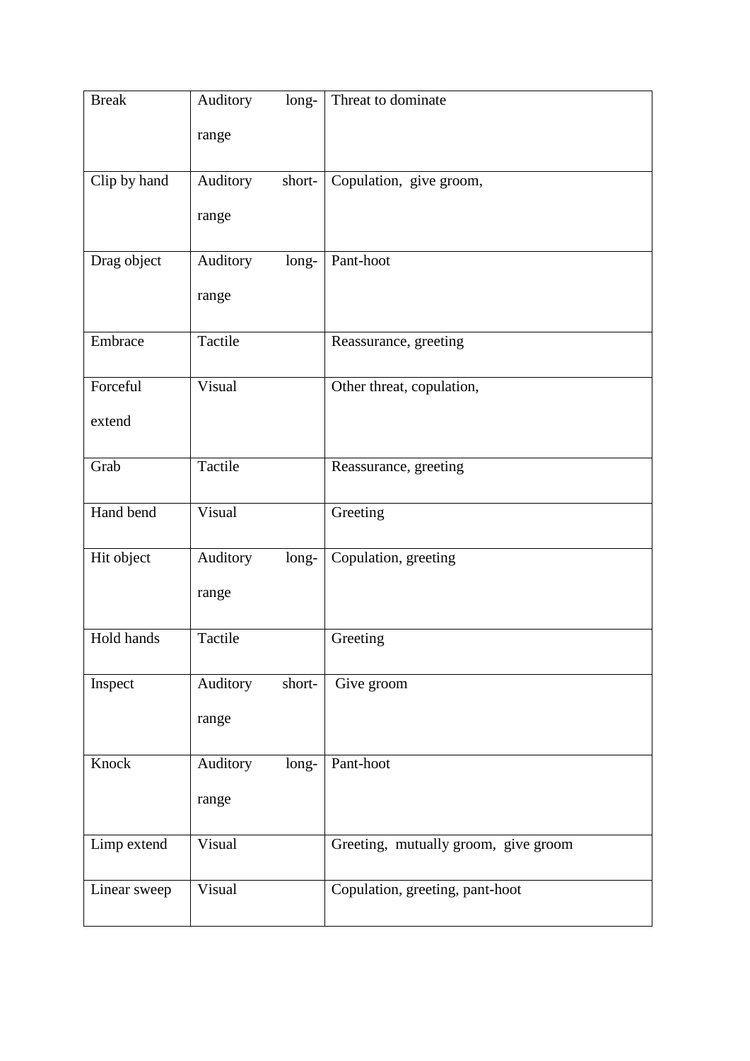| Break | Auditory long-range | Threat to dominate |
|---|---|---|
| Clip by hand | Auditory short-range | Copulation, give groom, |
| Drag object | Auditory long-range | Pant-hoot |
| Embrace | Tactile | Reassurance, greeting |
| Forceful extend | Visual | Other threat, copulation, |
| Grab | Tactile | Reassurance, greeting |
| Hand bend | Visual | Greeting |
| Hit object | Auditory long-range | Copulation, greeting |
| Hold hands | Tactile | Greeting |
| Inspect | Auditory short-range | Give groom |
| Knock | Auditory long-range | Pant-hoot |
| Limp extend | Visual | Greeting, mutually groom, give groom |
| Linear sweep | Visual | Copulation, greeting, pant-hoot |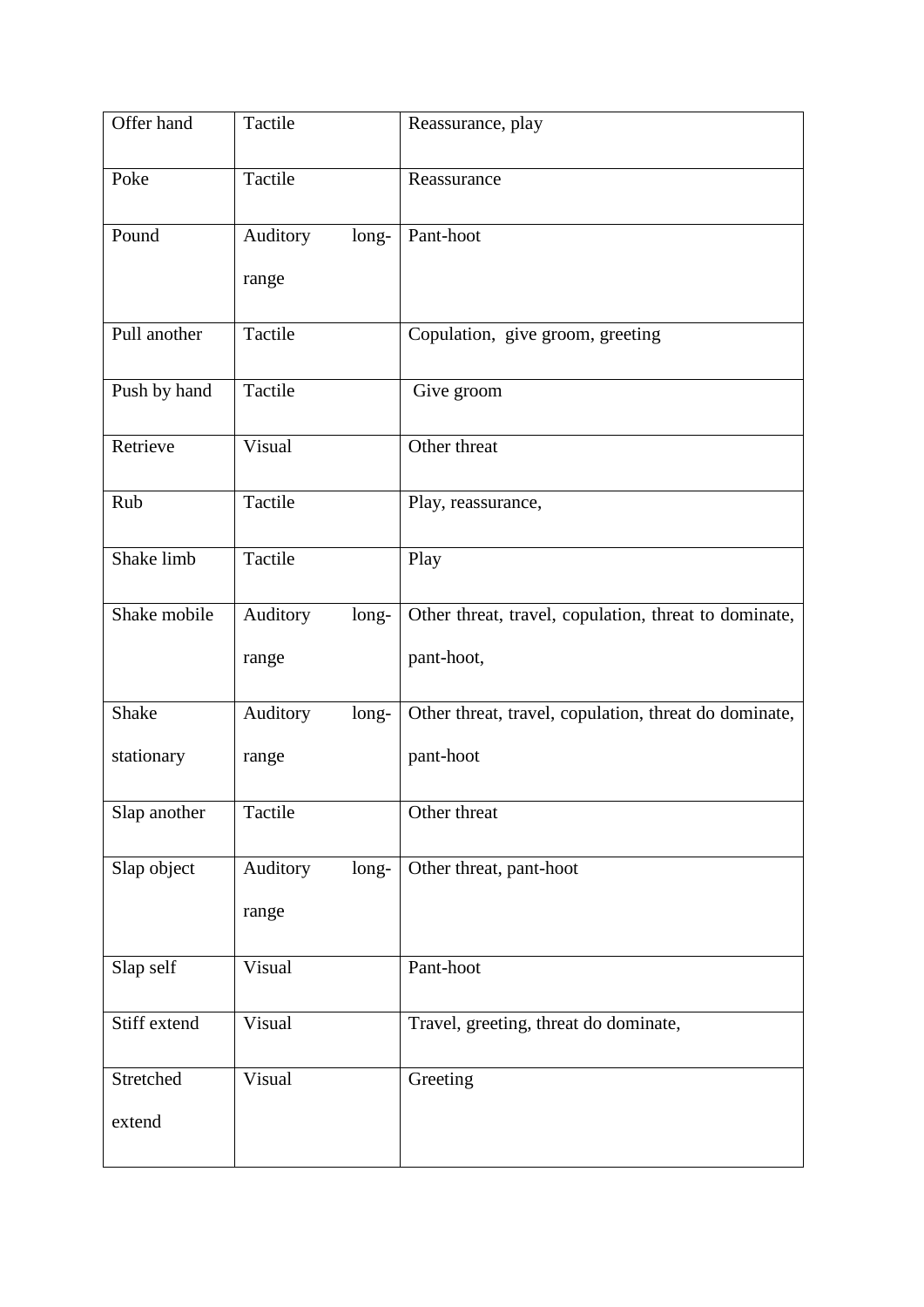| Offer hand | Tactile | Reassurance, play |
|---|---|---|
| Poke | Tactile | Reassurance |
| Pound | Auditory long-range | Pant-hoot |
| Pull another | Tactile | Copulation, give groom, greeting |
| Push by hand | Tactile | Give groom |
| Retrieve | Visual | Other threat |
| Rub | Tactile | Play, reassurance, |
| Shake limb | Tactile | Play |
| Shake mobile | Auditory long-range | Other threat, travel, copulation, threat to dominate, pant-hoot, |
| Shake stationary | Auditory long-range | Other threat, travel, copulation, threat do dominate, pant-hoot |
| Slap another | Tactile | Other threat |
| Slap object | Auditory long-range | Other threat, pant-hoot |
| Slap self | Visual | Pant-hoot |
| Stiff extend | Visual | Travel, greeting, threat do dominate, |
| Stretched extend | Visual | Greeting |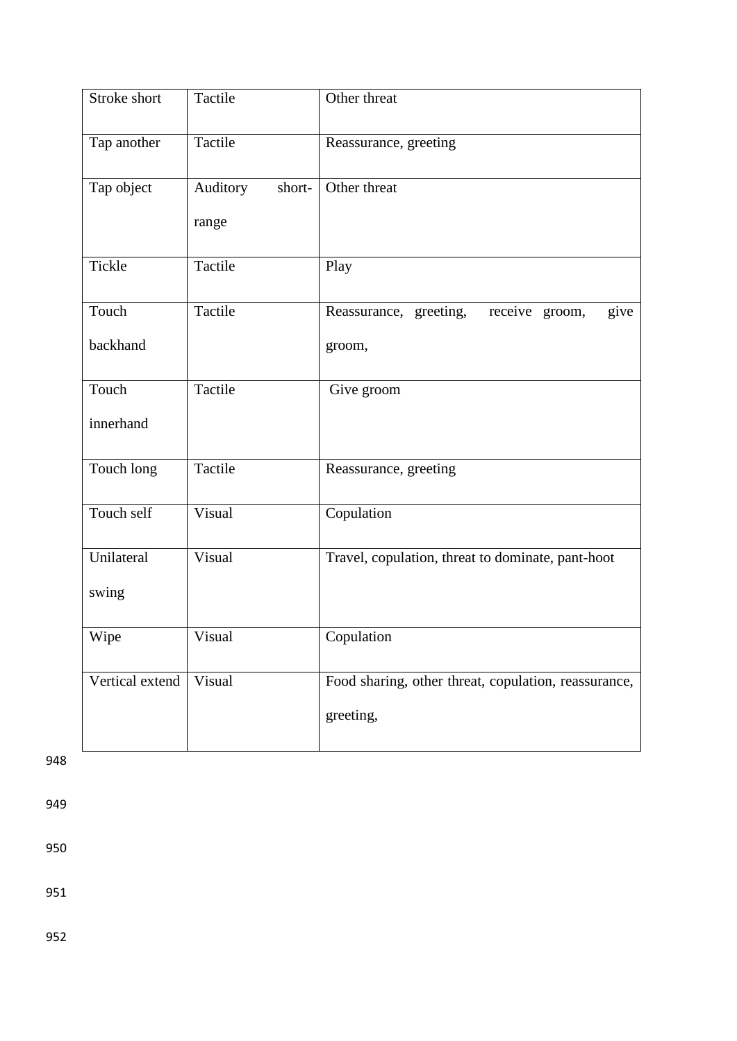| Stroke short | Tactile | Other threat |
|---|---|---|
| Tap another | Tactile | Reassurance, greeting |
| Tap object | Auditory short-range | Other threat |
| Tickle | Tactile | Play |
| Touch backhand | Tactile | Reassurance, greeting, receive groom, give groom, |
| Touch innerhand | Tactile | Give groom |
| Touch long | Tactile | Reassurance, greeting |
| Touch self | Visual | Copulation |
| Unilateral swing | Visual | Travel, copulation, threat to dominate, pant-hoot |
| Wipe | Visual | Copulation |
| Vertical extend | Visual | Food sharing, other threat, copulation, reassurance, greeting, |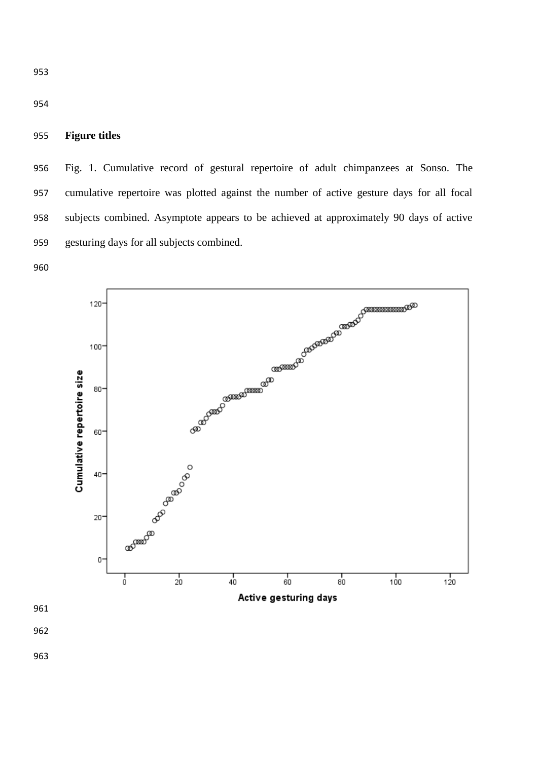**Figure titles**

Fig. 1. Cumulative record of gestural repertoire of adult chimpanzees at Sonso. The cumulative repertoire was plotted against the number of active gesture days for all focal subjects combined. Asymptote appears to be achieved at approximately 90 days of active gesturing days for all subjects combined.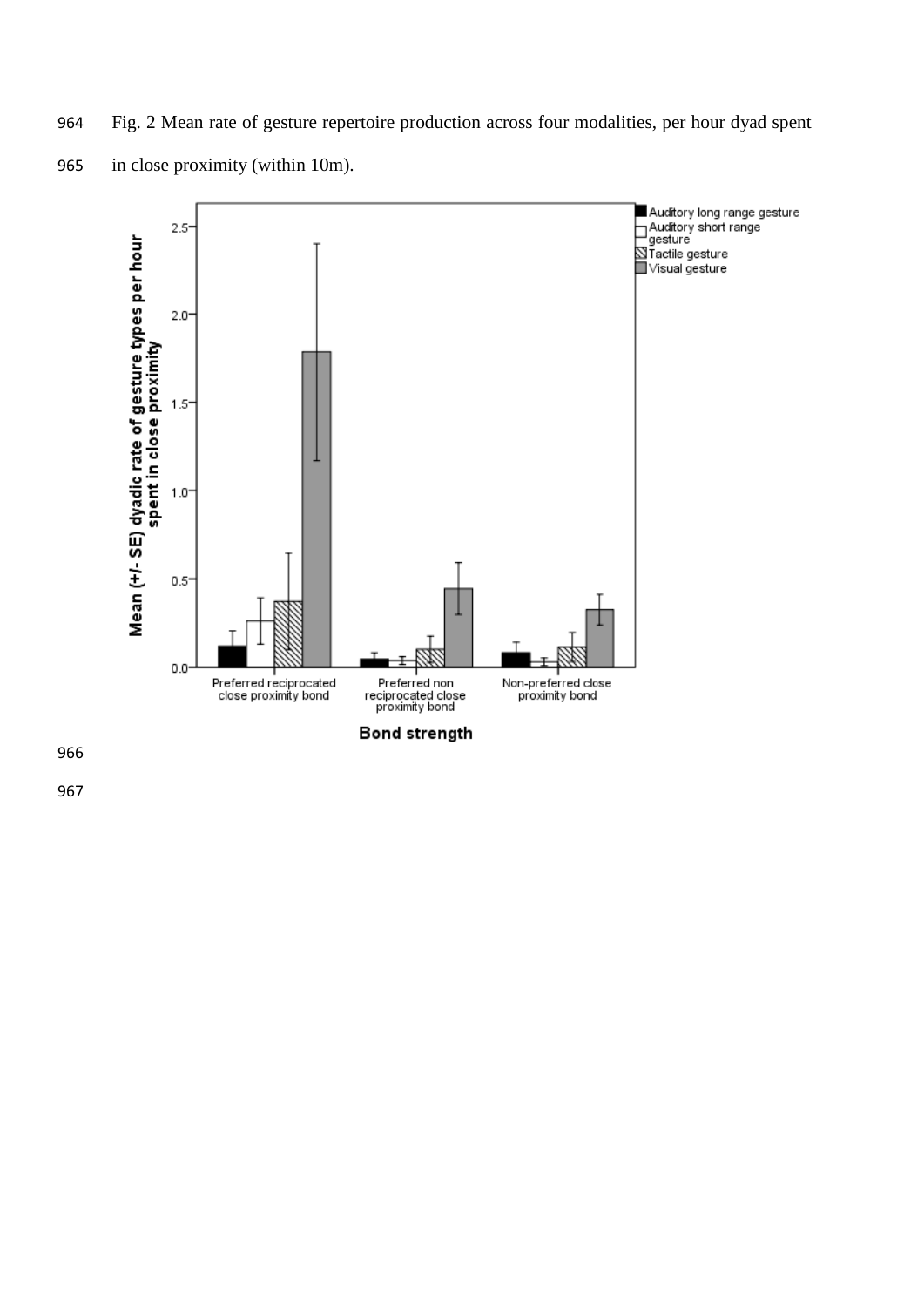Fig. 2 Mean rate of gesture repertoire production across four modalities, per hour dyad spent in close proximity (within 10m).

Auditory long range gesture
Auditory short range gesture
Tactile gesture
Visual gesture

Mean (+/- SE) dyadic rate of gesture types per hour spent in close proximity

2.5
2.0
1.5
1.0
0.5
0.0

Preferred reciprocated close proximity bond
Preferred non reciprocated close proximity bond
Non-preferred close proximity bond

Bond strength